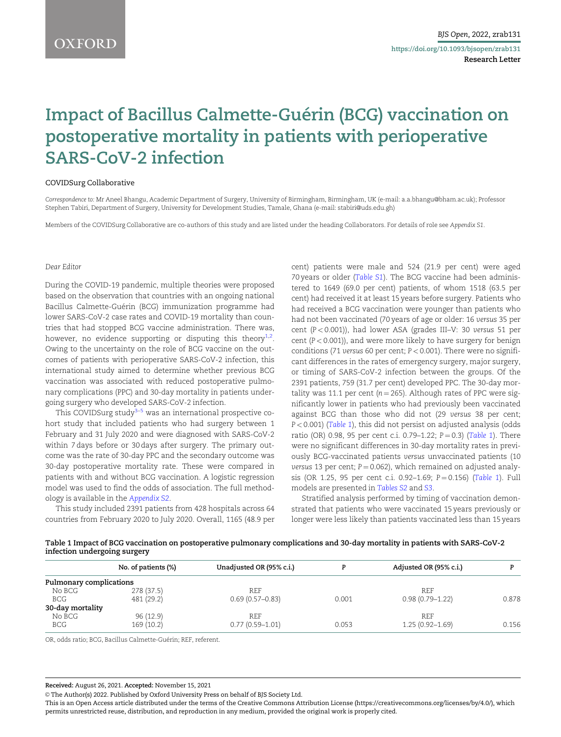# Impact of Bacillus Calmette-Guérin (BCG) vaccination on postoperative mortality in patients with perioperative SARS-CoV-2 infection

COVIDSurg Collaborative

*Correspondence to:* Mr Aneel Bhangu, Academic Department of Surgery, University of Birmingham, Birmingham, UK (e-mail: a.a.bhangu@bham.ac.uk); Professor Stephen Tabiri, Department of Surgery, University for Development Studies, Tamale, Ghana (e-mail: stabiri@uds.edu.gh)

Members of the COVIDSurg Collaborative are co-authors of this study and are listed under the heading Collaborators. For details of role see *Appendix S1*.

*Dear Editor*

During the COVID-19 pandemic, multiple theories were proposed based on the observation that countries with an ongoing national Bacillus Calmette-Guérin (BCG) immunization programme had lower SARS-CoV-2 case rates and COVID-19 mortality than countries that had stopped BCG vaccine administration. There was, however, no evidence supporting or disputing this theory[1,2]. Owing to the uncertainty on the role of BCG vaccine on the outcomes of patients with perioperative SARS-CoV-2 infection, this international study aimed to determine whether previous BCG vaccination was associated with reduced postoperative pulmonary complications (PPC) and 30-day mortality in patients undergoing surgery who developed SARS-CoV-2 infection.

This COVIDSurg study[3–5] was an international prospective cohort study that included patients who had surgery between 1 February and 31 July 2020 and were diagnosed with SARS-CoV-2 within 7 days before or 30 days after surgery. The primary outcome was the rate of 30-day PPC and the secondary outcome was 30-day postoperative mortality rate. These were compared in patients with and without BCG vaccination. A logistic regression model was used to find the odds of association. The full methodology is available in the *Appendix S2*.

This study included 2391 patients from 428 hospitals across 64 countries from February 2020 to July 2020. Overall, 1165 (48.9 per cent) patients were male and 524 (21.9 per cent) were aged 70 years or older (*Table S1*). The BCG vaccine had been administered to 1649 (69.0 per cent) patients, of whom 1518 (63.5 per cent) had received it at least 15 years before surgery. Patients who had received a BCG vaccination were younger than patients who had not been vaccinated (70 years of age or older: 16 *versus* 35 per cent ($P < 0.001$)), had lower ASA (grades III–V: 30 *versus* 51 per cent ($P < 0.001$)), and were more likely to have surgery for benign conditions (71 *versus* 60 per cent; $P < 0.001$). There were no significant differences in the rates of emergency surgery, major surgery, or timing of SARS-CoV-2 infection between the groups. Of the 2391 patients, 759 (31.7 per cent) developed PPC. The 30-day mortality was 11.1 per cent ($n = 265$). Although rates of PPC were significantly lower in patients who had previously been vaccinated against BCG than those who did not (29 *versus* 38 per cent; $P < 0.001$) (*Table 1*), this did not persist on adjusted analysis (odds ratio (OR) 0.98, 95 per cent c.i. 0.79–1.22; $P = 0.3$) (*Table 1*). There were no significant differences in 30-day mortality rates in previously BCG-vaccinated patients *versus* unvaccinated patients (10 *versus* 13 per cent; $P = 0.062$), which remained on adjusted analysis (OR 1.25, 95 per cent c.i. 0.92–1.69; $P = 0.156$) (*Table 1*). Full models are presented in *Tables S2* and *S3*.

Stratified analysis performed by timing of vaccination demonstrated that patients who were vaccinated 15 years previously or longer were less likely than patients vaccinated less than 15 years

**Table 1 Impact of BCG vaccination on postoperative pulmonary complications and 30-day mortality in patients with SARS-CoV-2 infection undergoing surgery**

| | No. of patients (%) | Unadjusted OR (95% c.i.) | P | Adjusted OR (95% c.i.) | P |
|---|---|---|---|---|---|
| **Pulmonary complications** | | | | | |
| No BCG | 278 (37.5) | REF | | REF | |
| BCG | 481 (29.2) | 0.69 (0.57–0.83) | 0.001 | 0.98 (0.79–1.22) | 0.878 |
| **30-day mortality** | | | | | |
| No BCG | 96 (12.9) | REF | | REF | |
| BCG | 169 (10.2) | 0.77 (0.59–1.01) | 0.053 | 1.25 (0.92–1.69) | 0.156 |

OR, odds ratio; BCG, Bacillus Calmette-Guérin; REF, referent.

**Received:** August 26, 2021. **Accepted:** November 15, 2021

© The Author(s) 2022. Published by Oxford University Press on behalf of BJS Society Ltd.

This is an Open Access article distributed under the terms of the Creative Commons Attribution License (https://creativecommons.org/licenses/by/4.0/), which permits unrestricted reuse, distribution, and reproduction in any medium, provided the original work is properly cited.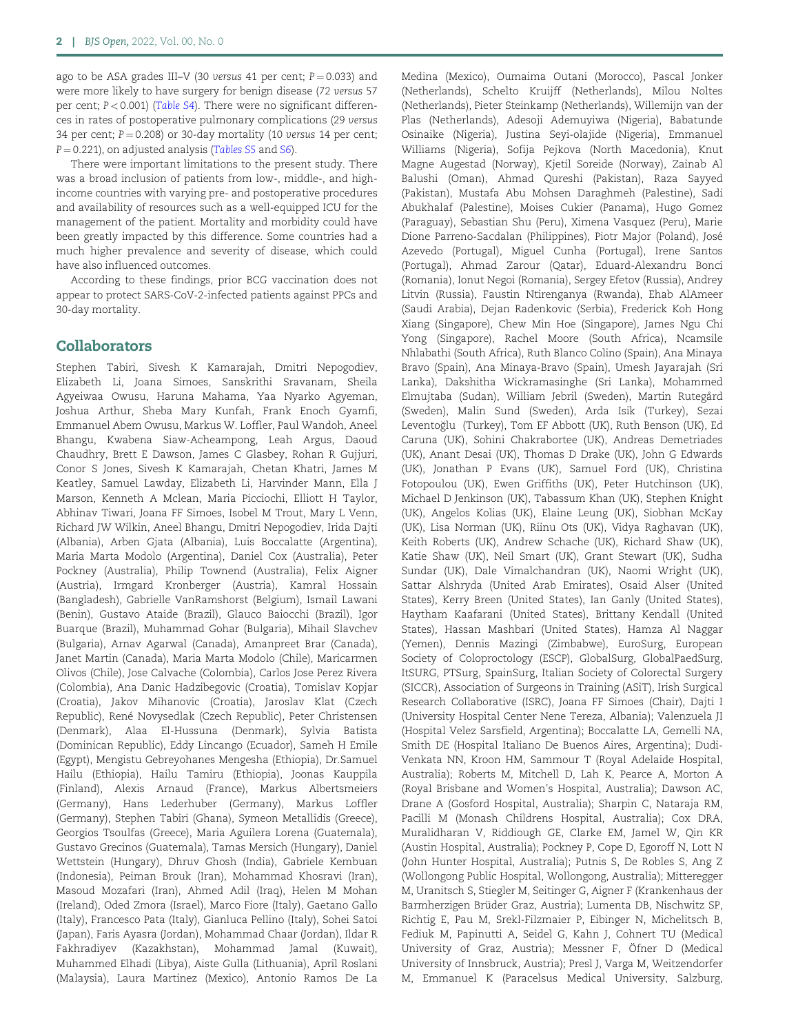ago to be ASA grades III–V (30 *versus* 41 per cent; $P = 0.033$) and were more likely to have surgery for benign disease (72 *versus* 57 per cent; $P < 0.001$) (Table S4). There were no significant differences in rates of postoperative pulmonary complications (29 *versus* 34 per cent; $P = 0.208$) or 30-day mortality (10 *versus* 14 per cent; $P = 0.221$), on adjusted analysis (Tables S5 and S6).

There were important limitations to the present study. There was a broad inclusion of patients from low-, middle-, and high-income countries with varying pre- and postoperative procedures and availability of resources such as a well-equipped ICU for the management of the patient. Mortality and morbidity could have been greatly impacted by this difference. Some countries had a much higher prevalence and severity of disease, which could have also influenced outcomes.

According to these findings, prior BCG vaccination does not appear to protect SARS-CoV-2-infected patients against PPCs and 30-day mortality.

## Collaborators

Stephen Tabiri, Sivesh K Kamarajah, Dmitri Nepogodiev, Elizabeth Li, Joana Simoes, Sanskrithi Sravanam, Sheila Agyeiwaa Owusu, Haruna Mahama, Yaa Nyarko Agyeman, Joshua Arthur, Sheba Mary Kunfah, Frank Enoch Gyamfi, Emmanuel Abem Owusu, Markus W. Loffler, Paul Wandoh, Aneel Bhangu, Kwabena Siaw-Acheampong, Leah Argus, Daoud Chaudhry, Brett E Dawson, James C Glasbey, Rohan R Gujjuri, Conor S Jones, Sivesh K Kamarajah, Chetan Khatri, James M Keatley, Samuel Lawday, Elizabeth Li, Harvinder Mann, Ella J Marson, Kenneth A Mclean, Maria Picciochi, Elliott H Taylor, Abhinav Tiwari, Joana FF Simoes, Isobel M Trout, Mary L Venn, Richard JW Wilkin, Aneel Bhangu, Dmitri Nepogodiev, Irida Dajti (Albania), Arben Gjata (Albania), Luis Boccalatte (Argentina), Maria Marta Modolo (Argentina), Daniel Cox (Australia), Peter Pockney (Australia), Philip Townend (Australia), Felix Aigner (Austria), Irmgard Kronberger (Austria), Kamral Hossain (Bangladesh), Gabrielle VanRamshorst (Belgium), Ismail Lawani (Benin), Gustavo Ataide (Brazil), Glauco Baiocchi (Brazil), Igor Buarque (Brazil), Muhammad Gohar (Bulgaria), Mihail Slavchev (Bulgaria), Arnav Agarwal (Canada), Amanpreet Brar (Canada), Janet Martin (Canada), Maria Marta Modolo (Chile), Maricarmen Olivos (Chile), Jose Calvache (Colombia), Carlos Jose Perez Rivera (Colombia), Ana Danic Hadzibegovic (Croatia), Tomislav Kopjar (Croatia), Jakov Mihanovic (Croatia), Jaroslav Klat (Czech Republic), René Novysedlak (Czech Republic), Peter Christensen (Denmark), Alaa El-Hussuna (Denmark), Sylvia Batista (Dominican Republic), Eddy Lincango (Ecuador), Sameh H Emile (Egypt), Mengistu Gebreyohanes Mengesha (Ethiopia), Dr.Samuel Hailu (Ethiopia), Hailu Tamiru (Ethiopia), Joonas Kauppila (Finland), Alexis Arnaud (France), Markus Albertsmeiers (Germany), Hans Lederhuber (Germany), Markus Loffler (Germany), Stephen Tabiri (Ghana), Symeon Metallidis (Greece), Georgios Tsoulfas (Greece), Maria Aguilera Lorena (Guatemala), Gustavo Grecinos (Guatemala), Tamas Mersich (Hungary), Daniel Wettstein (Hungary), Dhruv Ghosh (India), Gabriele Kembuan (Indonesia), Peiman Brouk (Iran), Mohammad Khosravi (Iran), Masoud Mozafari (Iran), Ahmed Adil (Iraq), Helen M Mohan (Ireland), Oded Zmora (Israel), Marco Fiore (Italy), Gaetano Gallo (Italy), Francesco Pata (Italy), Gianluca Pellino (Italy), Sohei Satoi (Japan), Faris Ayasra (Jordan), Mohammad Chaar (Jordan), Ildar R Fakhradiyev (Kazakhstan), Mohammad Jamal (Kuwait), Muhammed Elhadi (Libya), Aiste Gulla (Lithuania), April Roslani (Malaysia), Laura Martinez (Mexico), Antonio Ramos De La Medina (Mexico), Oumaima Outani (Morocco), Pascal Jonker (Netherlands), Schelto Kruijff (Netherlands), Milou Noltes (Netherlands), Pieter Steinkamp (Netherlands), Willemijn van der Plas (Netherlands), Adesoji Ademuyiwa (Nigeria), Babatunde Osinaike (Nigeria), Justina Seyi-olajide (Nigeria), Emmanuel Williams (Nigeria), Sofija Pejkova (North Macedonia), Knut Magne Augestad (Norway), Kjetil Soreide (Norway), Zainab Al Balushi (Oman), Ahmad Qureshi (Pakistan), Raza Sayyed (Pakistan), Mustafa Abu Mohsen Daraghmeh (Palestine), Sadi Abukhalaf (Palestine), Moises Cukier (Panama), Hugo Gomez (Paraguay), Sebastian Shu (Peru), Ximena Vasquez (Peru), Marie Dione Parreno-Sacdalan (Philippines), Piotr Major (Poland), José Azevedo (Portugal), Miguel Cunha (Portugal), Irene Santos (Portugal), Ahmad Zarour (Qatar), Eduard-Alexandru Bonci (Romania), Ionut Negoi (Romania), Sergey Efetov (Russia), Andrey Litvin (Russia), Faustin Ntirenganya (Rwanda), Ehab AlAmeer (Saudi Arabia), Dejan Radenkovic (Serbia), Frederick Koh Hong Xiang (Singapore), Chew Min Hoe (Singapore), James Ngu Chi Yong (Singapore), Rachel Moore (South Africa), Ncamsile Nhlabathi (South Africa), Ruth Blanco Colino (Spain), Ana Minaya Bravo (Spain), Ana Minaya-Bravo (Spain), Umesh Jayarajah (Sri Lanka), Dakshitha Wickramasinghe (Sri Lanka), Mohammed Elmujtaba (Sudan), William Jebril (Sweden), Martin Rutegård (Sweden), Malin Sund (Sweden), Arda Isik (Turkey), Sezai Leventoğlu (Turkey), Tom EF Abbott (UK), Ruth Benson (UK), Ed Caruna (UK), Sohini Chakrabortee (UK), Andreas Demetriades (UK), Anant Desai (UK), Thomas D Drake (UK), John G Edwards (UK), Jonathan P Evans (UK), Samuel Ford (UK), Christina Fotopoulou (UK), Ewen Griffiths (UK), Peter Hutchinson (UK), Michael D Jenkinson (UK), Tabassum Khan (UK), Stephen Knight (UK), Angelos Kolias (UK), Elaine Leung (UK), Siobhan McKay (UK), Lisa Norman (UK), Riinu Ots (UK), Vidya Raghavan (UK), Keith Roberts (UK), Andrew Schache (UK), Richard Shaw (UK), Katie Shaw (UK), Neil Smart (UK), Grant Stewart (UK), Sudha Sundar (UK), Dale Vimalchandran (UK), Naomi Wright (UK), Sattar Alshryda (United Arab Emirates), Osaid Alser (United States), Kerry Breen (United States), Ian Ganly (United States), Haytham Kaafarani (United States), Brittany Kendall (United States), Hassan Mashbari (United States), Hamza Al Naggar (Yemen), Dennis Mazingi (Zimbabwe), EuroSurg, European Society of Coloproctology (ESCP), GlobalSurg, GlobalPaedSurg, ItSURG, PTSurg, SpainSurg, Italian Society of Colorectal Surgery (SICCR), Association of Surgeons in Training (ASiT), Irish Surgical Research Collaborative (ISRC), Joana FF Simoes (Chair), Dajti I (University Hospital Center Nene Tereza, Albania); Valenzuela JI (Hospital Velez Sarsfield, Argentina); Boccalatte LA, Gemelli NA, Smith DE (Hospital Italiano De Buenos Aires, Argentina); Dudi-Venkata NN, Kroon HM, Sammour T (Royal Adelaide Hospital, Australia); Roberts M, Mitchell D, Lah K, Pearce A, Morton A (Royal Brisbane and Women's Hospital, Australia); Dawson AC, Drane A (Gosford Hospital, Australia); Sharpin C, Nataraja RM, Pacilli M (Monash Childrens Hospital, Australia); Cox DRA, Muralidharan V, Riddiough GE, Clarke EM, Jamel W, Qin KR (Austin Hospital, Australia); Pockney P, Cope D, Egoroff N, Lott N (John Hunter Hospital, Australia); Putnis S, De Robles S, Ang Z (Wollongong Public Hospital, Wollongong, Australia); Mitteregger M, Uranitsch S, Stiegler M, Seitinger G, Aigner F (Krankenhaus der Barmherzigen Brüder Graz, Austria); Lumenta DB, Nischwitz SP, Richtig E, Pau M, Srekl-Filzmaier P, Eibinger N, Michelitsch B, Fediuk M, Papinutti A, Seidel G, Kahn J, Cohnert TU (Medical University of Graz, Austria); Messner F, Öfner D (Medical University of Innsbruck, Austria); Presl J, Varga M, Weitzendorfer M, Emmanuel K (Paracelsus Medical University, Salzburg,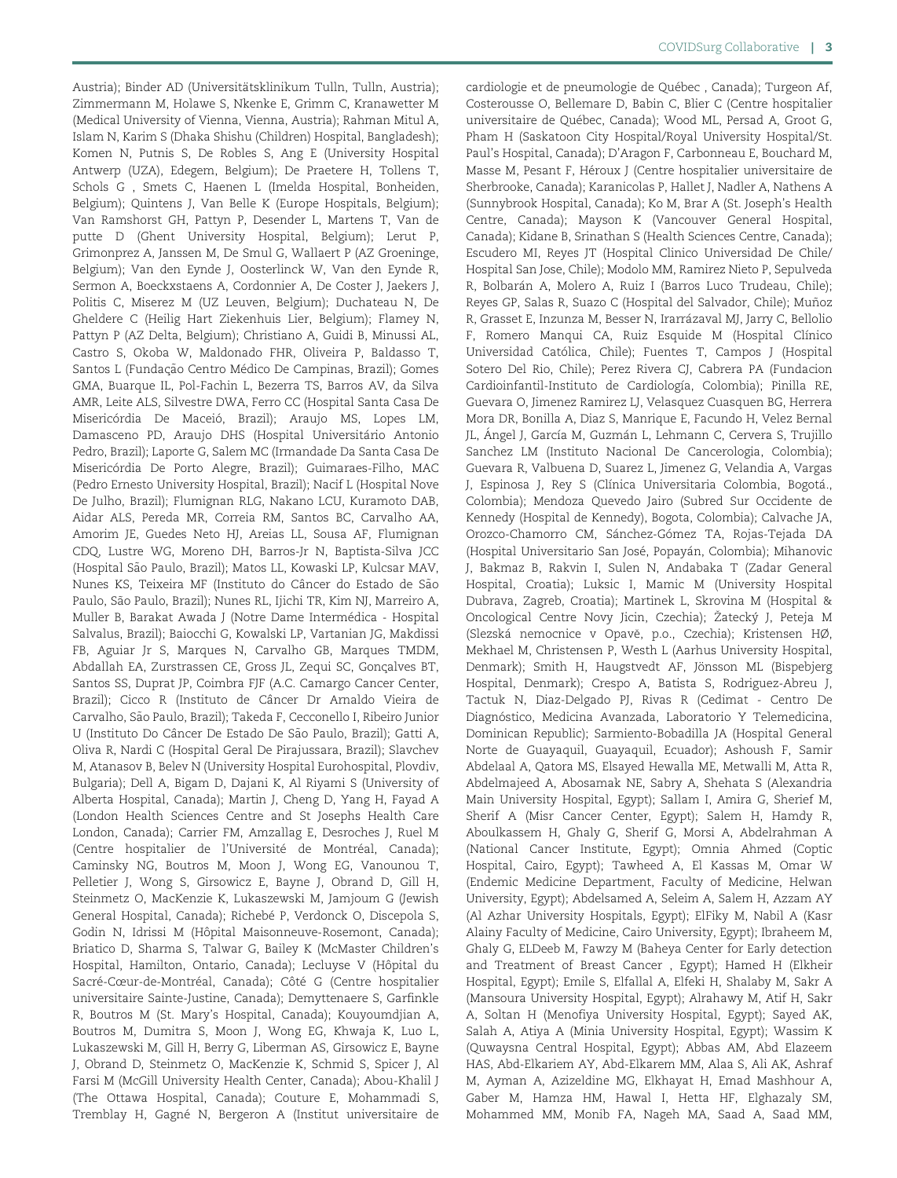Austria); Binder AD (Universitätsklinikum Tulln, Tulln, Austria); Zimmermann M, Holawe S, Nkenke E, Grimm C, Kranawetter M (Medical University of Vienna, Vienna, Austria); Rahman Mitul A, Islam N, Karim S (Dhaka Shishu (Children) Hospital, Bangladesh); Komen N, Putnis S, De Robles S, Ang E (University Hospital Antwerp (UZA), Edegem, Belgium); De Praetere H, Tollens T, Schols G , Smets C, Haenen L (Imelda Hospital, Bonheiden, Belgium); Quintens J, Van Belle K (Europe Hospitals, Belgium); Van Ramshorst GH, Pattyn P, Desender L, Martens T, Van de putte D (Ghent University Hospital, Belgium); Lerut P, Grimonprez A, Janssen M, De Smul G, Wallaert P (AZ Groeninge, Belgium); Van den Eynde J, Oosterlinck W, Van den Eynde R, Sermon A, Boeckxstaens A, Cordonnier A, De Coster J, Jaekers J, Politis C, Miserez M (UZ Leuven, Belgium); Duchateau N, De Gheldere C (Heilig Hart Ziekenhuis Lier, Belgium); Flamey N, Pattyn P (AZ Delta, Belgium); Christiano A, Guidi B, Minussi AL, Castro S, Okoba W, Maldonado FHR, Oliveira P, Baldasso T, Santos L (Fundação Centro Médico De Campinas, Brazil); Gomes GMA, Buarque IL, Pol-Fachin L, Bezerra TS, Barros AV, da Silva AMR, Leite ALS, Silvestre DWA, Ferro CC (Hospital Santa Casa De Misericórdia De Maceió, Brazil); Araujo MS, Lopes LM, Damasceno PD, Araujo DHS (Hospital Universitário Antonio Pedro, Brazil); Laporte G, Salem MC (Irmandade Da Santa Casa De Misericórdia De Porto Alegre, Brazil); Guimaraes-Filho, MAC (Pedro Ernesto University Hospital, Brazil); Nacif L (Hospital Nove De Julho, Brazil); Flumignan RLG, Nakano LCU, Kuramoto DAB, Aidar ALS, Pereda MR, Correia RM, Santos BC, Carvalho AA, Amorim JE, Guedes Neto HJ, Areias LL, Sousa AF, Flumignan CDQ, Lustre WG, Moreno DH, Barros-Jr N, Baptista-Silva JCC (Hospital São Paulo, Brazil); Matos LL, Kowaski LP, Kulcsar MAV, Nunes KS, Teixeira MF (Instituto do Câncer do Estado de São Paulo, São Paulo, Brazil); Nunes RL, Ijichi TR, Kim NJ, Marreiro A, Muller B, Barakat Awada J (Notre Dame Intermédica - Hospital Salvalus, Brazil); Baiocchi G, Kowalski LP, Vartanian JG, Makdissi FB, Aguiar Jr S, Marques N, Carvalho GB, Marques TMDM, Abdallah EA, Zurstrassen CE, Gross JL, Zequi SC, Gonçalves BT, Santos SS, Duprat JP, Coimbra FJF (A.C. Camargo Cancer Center, Brazil); Cicco R (Instituto de Câncer Dr Arnaldo Vieira de Carvalho, São Paulo, Brazil); Takeda F, Cecconello I, Ribeiro Junior U (Instituto Do Câncer De Estado De São Paulo, Brazil); Gatti A, Oliva R, Nardi C (Hospital Geral De Pirajussara, Brazil); Slavchev M, Atanasov B, Belev N (University Hospital Eurohospital, Plovdiv, Bulgaria); Dell A, Bigam D, Dajani K, Al Riyami S (University of Alberta Hospital, Canada); Martin J, Cheng D, Yang H, Fayad A (London Health Sciences Centre and St Josephs Health Care London, Canada); Carrier FM, Amzallag E, Desroches J, Ruel M (Centre hospitalier de l'Université de Montréal, Canada); Caminsky NG, Boutros M, Moon J, Wong EG, Vanounou T, Pelletier J, Wong S, Girsowicz E, Bayne J, Obrand D, Gill H, Steinmetz O, MacKenzie K, Lukaszewski M, Jamjoum G (Jewish General Hospital, Canada); Richebé P, Verdonck O, Discepola S, Godin N, Idrissi M (Hôpital Maisonneuve-Rosemont, Canada); Briatico D, Sharma S, Talwar G, Bailey K (McMaster Children's Hospital, Hamilton, Ontario, Canada); Lecluyse V (Hôpital du Sacré-Cœur-de-Montréal, Canada); Côté G (Centre hospitalier universitaire Sainte-Justine, Canada); Demyttenaere S, Garfinkle R, Boutros M (St. Mary's Hospital, Canada); Kouyoumdjian A, Boutros M, Dumitra S, Moon J, Wong EG, Khwaja K, Luo L, Lukaszewski M, Gill H, Berry G, Liberman AS, Girsowicz E, Bayne J, Obrand D, Steinmetz O, MacKenzie K, Schmid S, Spicer J, Al Farsi M (McGill University Health Center, Canada); Abou-Khalil J (The Ottawa Hospital, Canada); Couture E, Mohammadi S, Tremblay H, Gagné N, Bergeron A (Institut universitaire de cardiologie et de pneumologie de Québec , Canada); Turgeon Af, Costerousse O, Bellemare D, Babin C, Blier C (Centre hospitalier universitaire de Québec, Canada); Wood ML, Persad A, Groot G, Pham H (Saskatoon City Hospital/Royal University Hospital/St. Paul's Hospital, Canada); D'Aragon F, Carbonneau E, Bouchard M, Masse M, Pesant F, Héroux J (Centre hospitalier universitaire de Sherbrooke, Canada); Karanicolas P, Hallet J, Nadler A, Nathens A (Sunnybrook Hospital, Canada); Ko M, Brar A (St. Joseph's Health Centre, Canada); Mayson K (Vancouver General Hospital, Canada); Kidane B, Srinathan S (Health Sciences Centre, Canada); Escudero MI, Reyes JT (Hospital Clinico Universidad De Chile/ Hospital San Jose, Chile); Modolo MM, Ramirez Nieto P, Sepulveda R, Bolbarán A, Molero A, Ruiz I (Barros Luco Trudeau, Chile); Reyes GP, Salas R, Suazo C (Hospital del Salvador, Chile); Muñoz R, Grasset E, Inzunza M, Besser N, Irarrázaval MJ, Jarry C, Bellolio F, Romero Manqui CA, Ruiz Esquide M (Hospital Clínico Universidad Católica, Chile); Fuentes T, Campos J (Hospital Sotero Del Rio, Chile); Perez Rivera CJ, Cabrera PA (Fundacion Cardioinfantil-Instituto de Cardiología, Colombia); Pinilla RE, Guevara O, Jimenez Ramirez LJ, Velasquez Cuasquen BG, Herrera Mora DR, Bonilla A, Diaz S, Manrique E, Facundo H, Velez Bernal JL, Ángel J, García M, Guzmán L, Lehmann C, Cervera S, Trujillo Sanchez LM (Instituto Nacional De Cancerologia, Colombia); Guevara R, Valbuena D, Suarez L, Jimenez G, Velandia A, Vargas J, Espinosa J, Rey S (Clínica Universitaria Colombia, Bogotá., Colombia); Mendoza Quevedo Jairo (Subred Sur Occidente de Kennedy (Hospital de Kennedy), Bogota, Colombia); Calvache JA, Orozco-Chamorro CM, Sánchez-Gómez TA, Rojas-Tejada DA (Hospital Universitario San José, Popayán, Colombia); Mihanovic J, Bakmaz B, Rakvin I, Sulen N, Andabaka T (Zadar General Hospital, Croatia); Luksic I, Mamic M (University Hospital Dubrava, Zagreb, Croatia); Martinek L, Skrovina M (Hospital & Oncological Centre Novy Jicin, Czechia); Žatecký J, Peteja M (Slezská nemocnice v Opavě, p.o., Czechia); Kristensen HØ, Mekhael M, Christensen P, Westh L (Aarhus University Hospital, Denmark); Smith H, Haugstvedt AF, Jönsson ML (Bispebjerg Hospital, Denmark); Crespo A, Batista S, Rodriguez-Abreu J, Tactuk N, Diaz-Delgado PJ, Rivas R (Cedimat - Centro De Diagnóstico, Medicina Avanzada, Laboratorio Y Telemedicina, Dominican Republic); Sarmiento-Bobadilla JA (Hospital General Norte de Guayaquil, Guayaquil, Ecuador); Ashoush F, Samir Abdelaal A, Qatora MS, Elsayed Hewalla ME, Metwalli M, Atta R, Abdelmajeed A, Abosamak NE, Sabry A, Shehata S (Alexandria Main University Hospital, Egypt); Sallam I, Amira G, Sherief M, Sherif A (Misr Cancer Center, Egypt); Salem H, Hamdy R, Aboulkassem H, Ghaly G, Sherif G, Morsi A, Abdelrahman A (National Cancer Institute, Egypt); Omnia Ahmed (Coptic Hospital, Cairo, Egypt); Tawheed A, El Kassas M, Omar W (Endemic Medicine Department, Faculty of Medicine, Helwan University, Egypt); Abdelsamed A, Seleim A, Salem H, Azzam AY (Al Azhar University Hospitals, Egypt); ElFiky M, Nabil A (Kasr Alainy Faculty of Medicine, Cairo University, Egypt); Ibraheem M, Ghaly G, ELDeeb M, Fawzy M (Baheya Center for Early detection and Treatment of Breast Cancer , Egypt); Hamed H (Elkheir Hospital, Egypt); Emile S, Elfallal A, Elfeki H, Shalaby M, Sakr A (Mansoura University Hospital, Egypt); Alrahawy M, Atif H, Sakr A, Soltan H (Menofiya University Hospital, Egypt); Sayed AK, Salah A, Atiya A (Minia University Hospital, Egypt); Wassim K (Quwaysna Central Hospital, Egypt); Abbas AM, Abd Elazeem HAS, Abd-Elkariem AY, Abd-Elkarem MM, Alaa S, Ali AK, Ashraf M, Ayman A, Azizeldine MG, Elkhayat H, Emad Mashhour A, Gaber M, Hamza HM, Hawal I, Hetta HF, Elghazaly SM, Mohammed MM, Monib FA, Nageh MA, Saad A, Saad MM,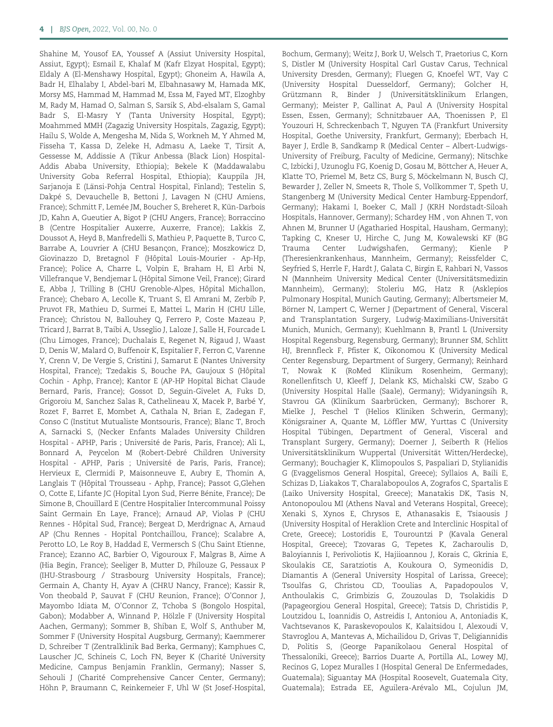Shahine M, Yousof EA, Youssef A (Assiut University Hospital, Assiut, Egypt); Esmail E, Khalaf M (Kafr Elzyat Hospital, Egypt); Eldaly A (El-Menshawy Hospital, Egypt); Ghoneim A, Hawila A, Badr H, Elhalaby I, Abdel-bari M, Elbahnasawy M, Hamada MK, Morsy MS, Hammad M, Hammad M, Essa M, Fayed MT, Elzoghby M, Rady M, Hamad O, Salman S, Sarsik S, Abd-elsalam S, Gamal Badr S, El-Masry Y (Tanta University Hospital, Egypt); Moahmmed MMH (Zagazig University Hospitals, Zagazig, Egypt); Hailu S, Wolde A, Mengesha M, Nida S, Workneh M, Y Ahmed M, Fisseha T, Kassa D, Zeleke H, Admasu A, Laeke T, Tirsit A, Gessesse M, Addissie A (Tikur Anbessa (Black Lion) Hospital-Addis Ababa University, Ethiopia); Bekele K (Maddawalabu University Goba Referral Hospital, Ethiopia); Kauppila JH, Sarjanoja E (Länsi-Pohja Central Hospital, Finland); Testelin S, Dakpé S, Devauchelle B, Bettoni J, Lavagen N (CHU Amiens, France); Schmitt F, Lemée JM, Boucher S, Breheret R, Kün-Darbois JD, Kahn A, Gueutier A, Bigot P (CHU Angers, France); Borraccino B (Centre Hospitalier Auxerre, Auxerre, France); Lakkis Z, Doussot A, Heyd B, Manfredelli S, Mathieu P, Paquette B, Turco C, Barrabe A, Louvrier A (CHU Besançon, France); Moszkowicz D, Giovinazzo D, Bretagnol F (Hôpital Louis-Mourier - Ap-Hp, France); Police A, Charre L, Volpin E, Braham H, El Arbi N, Villefranque V, Bendjemar L (Hôpital Simone Veil, France); Girard E, Abba J, Trilling B (CHU Grenoble-Alpes, Hôpital Michallon, France); Chebaro A, Lecolle K, Truant S, El Amrani M, Zerbib P, Pruvot FR, Mathieu D, Surmei E, Mattei L, Marin H (CHU Lille, France); Christou N, Ballouhey Q, Ferrero P, Coste Mazeau P, Tricard J, Barrat B, Taibi A, Usseglio J, Laloze J, Salle H, Fourcade L (Chu Limoges, France); Duchalais E, Regenet N, Rigaud J, Waast D, Denis W, Malard O, Buffenoir K, Espitalier F, Ferron C, Varenne Y, Crenn V, De Vergie S, Cristini J, Samarut E (Nantes University Hospital, France); Tzedakis S, Bouche PA, Gaujoux S (Hôpital Cochin - Aphp, France); Kantor E (AP-HP Hopital Bichat Claude Bernard, Paris, France); Gossot D, Seguin-Givelet A, Fuks D, Grigoroiu M, Sanchez Salas R, Cathelineau X, Macek P, Barbé Y, Rozet F, Barret E, Mombet A, Cathala N, Brian E, Zadegan F, Conso C (Institut Mutualiste Montsouris, France); Blanc T, Broch A, Sarnacki S, (Necker Enfants Malades University Children Hospital - APHP, Paris ; Université de Paris, Paris, France); Ali L, Bonnard A, Peycelon M (Robert-Debré Children University Hospital - APHP, Paris ; Université de Paris, Paris, France); Hervieux E, Clermidi P, Maisonneuve E, Aubry E, Thomin A, Langlais T (Hôpital Trousseau - Aphp, France); Passot G,Glehen O, Cotte E, Lifante JC (Hopital Lyon Sud, Pierre Bénite, France); De Simone B, Chouillard E (Centre Hospitalier Intercommunal Poissy Saint Germain En Laye, France); Arnaud AP, Violas P (CHU Rennes - Hôpital Sud, France); Bergeat D, Merdrignac A, Arnaud AP (Chu Rennes - Hopital Pontchaillou, France); Scalabre A, Perotto LO, Le Roy B, Haddad E, Vermersch S (Chu Saint Etienne, France); Ezanno AC, Barbier O, Vigouroux F, Malgras B, Aime A (Hia Begin, France); Seeliger B, Mutter D, Philouze G, Pessaux P (IHU-Strasbourg / Strasbourg University Hospitals, France); Germain A, Chanty H, Ayav A (CHRU Nancy, France); Kassir R, Von theobald P, Sauvat F (CHU Reunion, France); O'Connor J, Mayombo Idiata M, O'Connor Z, Tchoba S (Bongolo Hospital, Gabon); Modabber A, Winnand P, Hölzle F (University Hospital Aachen, Germany); Sommer B, Shiban E, Wolf S, Anthuber M, Sommer F (University Hospital Augsburg, Germany); Kaemmerer D, Schreiber T (Zentralklinik Bad Berka, Germany); Kamphues C, Lauscher JC, Schineis C, Loch FN, Beyer K (Charité University Medicine, Campus Benjamin Franklin, Germany); Nasser S, Sehouli J (Charité Comprehensive Cancer Center, Germany); Höhn P, Braumann C, Reinkemeier F, Uhl W (St Josef-Hospital, Bochum, Germany); Weitz J, Bork U, Welsch T, Praetorius C, Korn S, Distler M (University Hospital Carl Gustav Carus, Technical University Dresden, Germany); Fluegen G, Knoefel WT, Vay C (University Hospital Duesseldorf, Germany); Golcher H, Grützmann R, Binder J (Universitätsklinikum Erlangen, Germany); Meister P, Gallinat A, Paul A (University Hospital Essen, Essen, Germany); Schnitzbauer AA, Thoenissen P, El Youzouri H, Schreckenbach T, Nguyen TA (Frankfurt University Hospital, Goethe University, Frankfurt, Germany); Eberbach H, Bayer J, Erdle B, Sandkamp R (Medical Center – Albert-Ludwigs-University of Freiburg, Faculty of Medicine, Germany); Nitschke C, Izbicki J, Uzunoglu FG, Koenig D, Gosau M, Böttcher A, Heuer A, Klatte TO, Priemel M, Betz CS, Burg S, Möckelmann N, Busch CJ, Bewarder J, Zeller N, Smeets R, Thole S, Vollkommer T, Speth U, Stangenberg M (University Medical Center Hamburg-Eppendorf, Germany); Hakami I, Boeker C, Mall J (KRH Nordstadt-Siloah Hospitals, Hannover, Germany); Schardey HM , von Ahnen T, von Ahnen M, Brunner U (Agatharied Hospital, Hausham, Germany); Tapking C, Kneser U, Hirche C, Jung M, Kowalewski KF (BG Trauma Center Ludwigshafen, Germany); Kienle P (Theresienkrankenhaus, Mannheim, Germany); Reissfelder C, Seyfried S, Herrle F, Hardt J, Galata C, Birgin E, Rahbari N, Vassos N (Mannheim University Medical Center (Universitätsmedizin Mannheim), Germany); Stoleriu MG, Hatz R (Asklepios Pulmonary Hospital, Munich Gauting, Germany); Albertsmeier M, Börner N, Lampert C, Werner J (Department of General, Visceral and Transplantation Surgery, Ludwig-Maximilians-Universität Munich, Munich, Germany); Kuehlmann B, Prantl L (University Hospital Regensburg, Regensburg, Germany); Brunner SM, Schlitt HJ, Brennfleck F, Pfister K, Oikonomou K (University Medical Center Regensburg, Department of Surgery, Germany); Reinhard T, Nowak K (RoMed Klinikum Rosenheim, Germany); Ronellenfitsch U, Kleeff J, Delank KS, Michalski CW, Szabo G (University Hospital Halle (Saale), Germany); Widyaningsih R, Stavrou GA (Klinikum Saarbrücken, Germany); Bschorer R, Mielke J, Peschel T (Helios Kliniken Schwerin, Germany); Königsrainer A, Quante M, Löffler MW, Yurttas C (University Hospital Tübingen, Department of General, Visceral and Transplant Surgery, Germany); Doerner J, Seiberth R (Helios Universitätsklinikum Wuppertal (Universität Witten/Herdecke), Germany); Bouchagier K, Klimopoulos S, Paspaliari D, Stylianidis G (Evaggelismos General Hospital, Greece); Syllaios A, Baili E, Schizas D, Liakakos T, Charalabopoulos A, Zografos C, Spartalis E (Laiko University Hospital, Greece); Manatakis DK, Tasis N, Antonopoulou MI (Athens Naval and Veterans Hospital, Greece); Xenaki S, Xynos E, Chrysos E, Athanasakis E, Tsiaousis J (University Hospital of Heraklion Crete and Interclinic Hospital of Crete, Greece); Lostoridis E, Tourountzi P (Kavala General Hospital, Greece); Tzovaras G, Tepetes K, Zacharoulis D, Baloyiannis I, Perivoliotis K, Hajiioannou J, Korais C, Gkrinia E, Skoulakis CE, Saratziotis A, Koukoura O, Symeonidis D, Diamantis A (General University Hospital of Larissa, Greece); Tsoulfas G, Christou CD, Tooulias A, Papadopoulos V, Anthoulakis C, Grimbizis G, Zouzoulas D, Tsolakidis D (Papageorgiou General Hospital, Greece); Tatsis D, Christidis P, Loutzidou L, Ioannidis O, Astreidis I, Antoniou A, Antoniadis K, Vachtsevanos K, Paraskevopoulos K, Kalaitsidou I, Alexoudi V, Stavroglou A, Mantevas A, Michailidou D, Grivas T, Deligiannidis D, Politis S, (George Papanikolaou General Hospital of Thessaloniki, Greece); Barrios Duarte A, Portilla AL, Lowey MJ, Recinos G, Lopez Muralles I (Hospital General De Enfermedades, Guatemala); Siguantay MA (Hospital Roosevelt, Guatemala City, Guatemala); Estrada EE, Aguilera-Arévalo ML, Cojulun JM,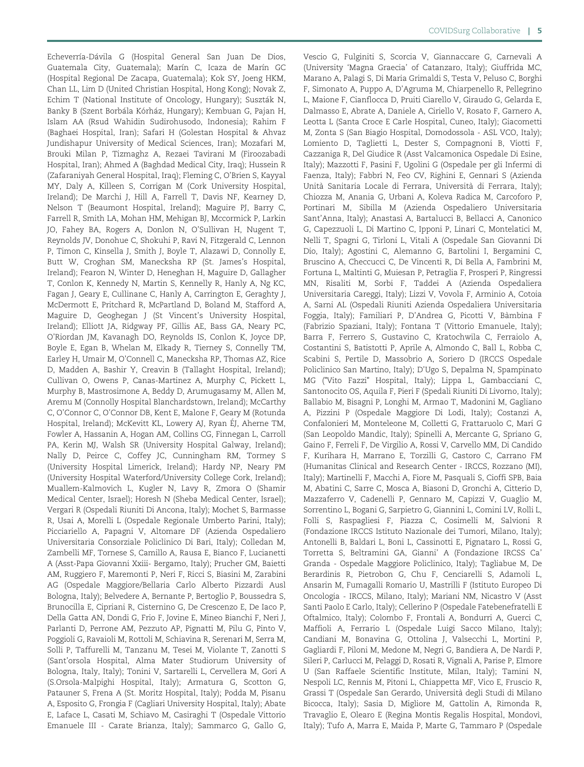Echeverría-Dávila G (Hospital General San Juan De Dios, Guatemala City, Guatemala); Marín C, Icaza de Marín GC (Hospital Regional De Zacapa, Guatemala); Kok SY, Joeng HKM, Chan LL, Lim D (United Christian Hospital, Hong Kong); Novak Z, Echim T (National Institute of Oncology, Hungary); Suszták N, Banky B (Szent Borbála Kórház, Hungary); Kembuan G, Pajan H, Islam AA (Rsud Wahidin Sudirohusodo, Indonesia); Rahim F (Baghaei Hospital, Iran); Safari H (Golestan Hospital & Ahvaz Jundishapur University of Medical Sciences, Iran); Mozafari M, Brouki Milan P, Tizmaghz A, Rezaei Tavirani M (Firoozabadi Hospital, Iran); Ahmed A (Baghdad Medical City, Iraq); Hussein R (Zafaraniyah General Hospital, Iraq); Fleming C, O'Brien S, Kayyal MY, Daly A, Killeen S, Corrigan M (Cork University Hospital, Ireland); De Marchi J, Hill A, Farrell T, Davis NF, Kearney D, Nelson T (Beaumont Hospital, Ireland); Maguire PJ, Barry C, Farrell R, Smith LA, Mohan HM, Mehigan BJ, Mccormick P, Larkin JO, Fahey BA, Rogers A, Donlon N, O'Sullivan H, Nugent T, Reynolds JV, Donohue C, Shokuhi P, Ravi N, Fitzgerald C, Lennon P, Timon C, Kinsella J, Smith J, Boyle T, Alazawi D, Connolly E, Butt W, Croghan SM, Manecksha RP (St. James's Hospital, Ireland); Fearon N, Winter D, Heneghan H, Maguire D, Gallagher T, Conlon K, Kennedy N, Martin S, Kennelly R, Hanly A, Ng KC, Fagan J, Geary E, Cullinane C, Hanly A, Carrington E, Geraghty J, McDermott E, Pritchard R, McPartland D, Boland M, Stafford A, Maguire D, Geoghegan J (St Vincent's University Hospital, Ireland); Elliott JA, Ridgway PF, Gillis AE, Bass GA, Neary PC, O'Riordan JM, Kavanagh DO, Reynolds IS, Conlon K, Joyce DP, Boyle E, Egan B, Whelan M, Elkady R, Tierney S, Connelly TM, Earley H, Umair M, O'Connell C, Manecksha RP, Thomas AZ, Rice D, Madden A, Bashir Y, Creavin B (Tallaght Hospital, Ireland); Cullivan O, Owens P, Canas-Martinez A, Murphy C, Pickett L, Murphy B, Mastrosimone A, Beddy D, Arumugasamy M, Allen M, Aremu M (Connolly Hospital Blanchardstown, Ireland); McCarthy C, O'Connor C, O'Connor DB, Kent E, Malone F, Geary M (Rotunda Hospital, Ireland); McKevitt KL, Lowery AJ, Ryan ÉJ, Aherne TM, Fowler A, Hassanin A, Hogan AM, Collins CG, Finnegan L, Carroll PA, Kerin MJ, Walsh SR (University Hospital Galway, Ireland); Nally D, Peirce C, Coffey JC, Cunningham RM, Tormey S (University Hospital Limerick, Ireland); Hardy NP, Neary PM (University Hospital Waterford/University College Cork, Ireland); Muallem-Kalmovich L, Kugler N, Lavy R, Zmora O (Shamir Medical Center, Israel); Horesh N (Sheba Medical Center, Israel); Vergari R (Ospedali Riuniti Di Ancona, Italy); Mochet S, Barmasse R, Usai A, Morelli L (Ospedale Regionale Umberto Parini, Italy); Picciariello A, Papagni V, Altomare DF (Azienda Ospedaliero Universitaria Consorziale Policlinico Di Bari, Italy); Colledan M, Zambelli MF, Tornese S, Camillo A, Rausa E, Bianco F, Lucianetti A (Asst-Papa Giovanni Xxiii- Bergamo, Italy); Prucher GM, Baietti AM, Ruggiero F, Maremonti P, Neri F, Ricci S, Biasini M, Zarabini AG (Ospedale Maggiore/Bellaria Carlo Alberto Pizzardi Ausl Bologna, Italy); Belvedere A, Bernante P, Bertoglio P, Boussedra S, Brunocilla E, Cipriani R, Cisternino G, De Crescenzo E, De Iaco P, Della Gatta AN, Dondi G, Frio F, Jovine E, Mineo Bianchi F, Neri J, Parlanti D, Perrone AM, Pezzuto AP, Pignatti M, Pilu G, Pinto V, Poggioli G, Ravaioli M, Rottoli M, Schiavina R, Serenari M, Serra M, Solli P, Taffurelli M, Tanzanu M, Tesei M, Violante T, Zanotti S (Sant'orsola Hospital, Alma Mater Studiorum University of Bologna, Italy, Italy); Tonini V, Sartarelli L, Cervellera M, Gori A (S.Orsola-Malpighi Hospital, Italy); Armatura G, Scotton G, Patauner S, Frena A (St. Moritz Hospital, Italy); Podda M, Pisanu A, Esposito G, Frongia F (Cagliari University Hospital, Italy); Abate E, Laface L, Casati M, Schiavo M, Casiraghi T (Ospedale Vittorio Emanuele III - Carate Brianza, Italy); Sammarco G, Gallo G, Vescio G, Fulginiti S, Scorcia V, Giannaccare G, Carnevali A (University 'Magna Graecia' of Catanzaro, Italy); Giuffrida MC, Marano A, Palagi S, Di Maria Grimaldi S, Testa V, Peluso C, Borghi F, Simonato A, Puppo A, D'Agruma M, Chiarpenello R, Pellegrino L, Maione F, Cianflocca D, Pruiti Ciarello V, Giraudo G, Gelarda E, Dalmasso E, Abrate A, Daniele A, Ciriello V, Rosato F, Garnero A, Leotta L (Santa Croce E Carle Hospital, Cuneo, Italy); Giacometti M, Zonta S (San Biagio Hospital, Domodossola - ASL VCO, Italy); Lomiento D, Taglietti L, Dester S, Compagnoni B, Viotti F, Cazzaniga R, Del Giudice R (Asst Valcamonica Ospedale Di Esine, Italy); Mazzotti F, Pasini F, Ugolini G (Ospedale per gli Infermi di Faenza, Italy); Fabbri N, Feo CV, Righini E, Gennari S (Azienda Unità Sanitaria Locale di Ferrara, Università di Ferrara, Italy); Chiozza M, Anania G, Urbani A, Koleva Radica M, Carcoforo P, Portinari M, Sibilla M (Azienda Ospedaliero Universitaria Sant'Anna, Italy); Anastasi A, Bartalucci B, Bellacci A, Canonico G, Capezzuoli L, Di Martino C, Ipponi P, Linari C, Montelatici M, Nelli T, Spagni G, Tirloni L, Vitali A (Ospedale San Giovanni Di Dio, Italy); Agostini C, Alemanno G, Bartolini I, Bergamini C, Bruscino A, Checcucci C, De Vincenti R, Di Bella A, Fambrini M, Fortuna L, Maltinti G, Muiesan P, Petraglia F, Prosperi P, Ringressi MN, Risaliti M, Sorbi F, Taddei A (Azienda Ospedaliera Universitaria Careggi, Italy); Lizzi V, Vovola F, Arminio A, Cotoia A, Sarni AL (Ospedali Riuniti Azienda Ospedaliera Universitaria Foggia, Italy); Familiari P, D'Andrea G, Picotti V, Bàmbina F (Fabrizio Spaziani, Italy); Fontana T (Vittorio Emanuele, Italy); Barra F, Ferrero S, Gustavino C, Kratochwila C, Ferraiolo A, Costantini S, Batistotti P, Aprile A, Almondo C, Ball L, Robba C, Scabini S, Pertile D, Massobrio A, Soriero D (IRCCS Ospedale Policlinico San Martino, Italy); D'Ugo S, Depalma N, Spampinato MG ("Vito Fazzi" Hospital, Italy); Lippa L, Gambacciani C, Santonocito OS, Aquila F, Pieri F (Spedali Riuniti Di Livorno, Italy); Ballabio M, Bisagni P, Longhi M, Armao T, Madonini M, Gagliano A, Pizzini P (Ospedale Maggiore Di Lodi, Italy); Costanzi A, Confalonieri M, Monteleone M, Colletti G, Frattaruolo C, Mari G (San Leopoldo Mandic, Italy); Spinelli A, Mercante G, Spriano G, Gaino F, Ferreli F, De Virgilio A, Rossi V, Carvello MM, Di Candido F, Kurihara H, Marrano E, Torzilli G, Castoro C, Carrano FM (Humanitas Clinical and Research Center - IRCCS, Rozzano (MI), Italy); Martinelli F, Macchi A, Fiore M, Pasquali S, Cioffi SPB, Baia M, Abatini C, Sarre C, Mosca A, Biasoni D, Gronchi A, Citterio D, Mazzaferro V, Cadenelli P, Gennaro M, Capizzi V, Guaglio M, Sorrentino L, Bogani G, Sarpietro G, Giannini L, Comini LV, Rolli L, Folli S, Raspagliesi F, Piazza C, Cosimelli M, Salvioni R (Fondazione IRCCS Istituto Nazionale dei Tumori, Milano, Italy); Antonelli B, Baldari L, Boni L, Cassinotti E, Pignataro L, Rossi G, Torretta S, Beltramini GA, Gianni' A (Fondazione IRCSS Ca' Granda - Ospedale Maggiore Policlinico, Italy); Tagliabue M, De Berardinis R, Pietrobon G, Chu F, Cenciarelli S, Adamoli L, Ansarin M, Fumagalli Romario U, Mastrilli F (Istituto Europeo Di Oncologia - IRCCS, Milano, Italy); Mariani NM, Nicastro V (Asst Santi Paolo E Carlo, Italy); Cellerino P (Ospedale Fatebenefratelli E Oftalmico, Italy); Colombo F, Frontali A, Bondurri A, Guerci C, Maffioli A, Ferrario L (Ospedale Luigi Sacco Milano, Italy); Candiani M, Bonavina G, Ottolina J, Valsecchi L, Mortini P, Gagliardi F, Piloni M, Medone M, Negri G, Bandiera A, De Nardi P, Sileri P, Carlucci M, Pelaggi D, Rosati R, Vignali A, Parise P, Elmore U (San Raffaele Scientific Institute, Milan, Italy); Tamini N, Nespoli LC, Rennis M, Pitoni L, Chiappetta MF, Vico E, Fruscio R, Grassi T (Ospedale San Gerardo, Università degli Studi di Milano Bicocca, Italy); Sasia D, Migliore M, Gattolin A, Rimonda R, Travaglio E, Olearo E (Regina Montis Regalis Hospital, Mondovì, Italy); Tufo A, Marra E, Maida P, Marte G, Tammaro P (Ospedale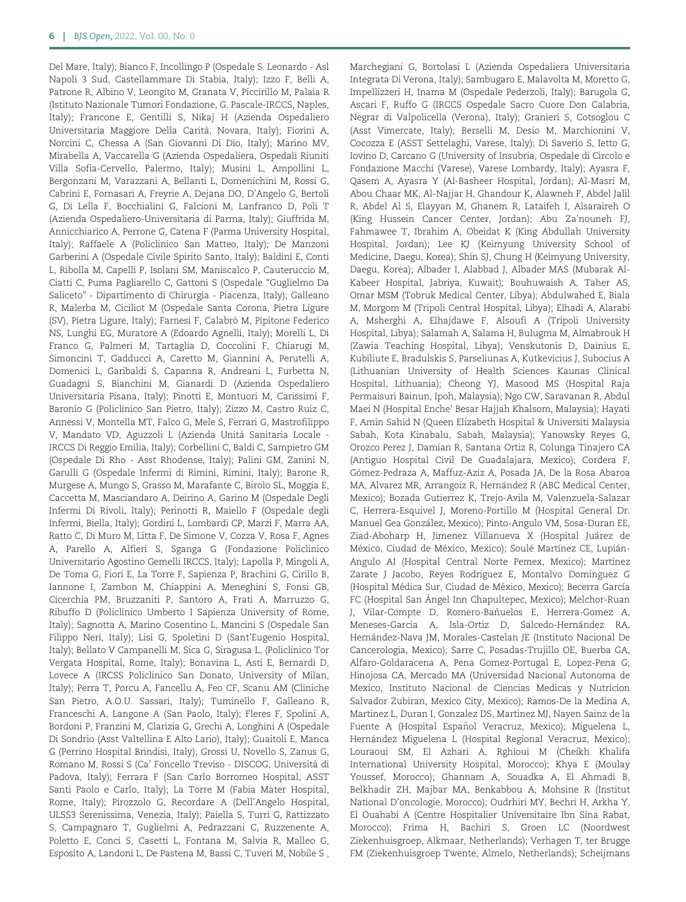Del Mare, Italy); Bianco F, Incollingo P (Ospedale S. Leonardo - Asl Napoli 3 Sud, Castellammare Di Stabia, Italy); Izzo F, Belli A, Patrone R, Albino V, Leongito M, Granata V, Piccirillo M, Palaia R (Istituto Nazionale Tumori Fondazione, G. Pascale-IRCCS, Naples, Italy); Francone E, Gentilli S, Nikaj H (Azienda Ospedaliero Universitaria Maggiore Della Carità, Novara, Italy); Fiorini A, Norcini C, Chessa A (San Giovanni Di Dio, Italy); Marino MV, Mirabella A, Vaccarella G (Azienda Ospedaliera, Ospedali Riuniti Villa Sofia-Cervello, Palermo, Italy); Musini L, Ampollini L, Bergonzani M, Varazzani A, Bellanti L, Domenichini M, Rossi G, Cabrini E, Fornasari A, Freyrie A, Dejana DO, D'Angelo G, Bertoli G, Di Lella F, Bocchialini G, Falcioni M, Lanfranco D, Poli T (Azienda Ospedaliero-Universitaria di Parma, Italy); Giuffrida M, Annicchiarico A, Perrone G, Catena F (Parma University Hospital, Italy); Raffaele A (Policlinico San Matteo, Italy); De Manzoni Garberini A (Ospedale Civile Spirito Santo, Italy); Baldini E, Conti L, Ribolla M, Capelli P, Isolani SM, Maniscalco P, Cauteruccio M, Ciatti C, Puma Pagliarello C, Gattoni S (Ospedale "Guglielmo Da Saliceto" - Dipartimento di Chirurgia - Piacenza, Italy); Galleano R, Malerba M, Ciciliot M (Ospedale Santa Corona, Pietra Ligure (SV), Pietra Ligure, Italy); Farnesi F, Calabrò M, Pipitone Federico NS, Lunghi EG, Muratore A (Edoardo Agnelli, Italy); Morelli L, Di Franco G, Palmeri M, Tartaglia D, Coccolini F, Chiarugi M, Simoncini T, Gadducci A, Caretto M, Giannini A, Perutelli A, Domenici L, Garibaldi S, Capanna R, Andreani L, Furbetta N, Guadagni S, Bianchini M, Gianardi D (Azienda Ospedaliero Universitaria Pisana, Italy); Pinotti E, Montuori M, Carissimi F, Baronio G (Policlinico San Pietro, Italy); Zizzo M, Castro Ruiz C, Annessi V, Montella MT, Falco G, Mele S, Ferrari G, Mastrofilippo V, Mandato VD, Aguzzoli L (Azienda Unità Sanitaria Locale - IRCCS Di Reggio Emilia, Italy); Corbellini C, Baldi C, Sampietro GM (Ospedale Di Rho - Asst Rhodense, Italy); Palini GM, Zanini N, Garulli G (Ospedale Infermi di Rimini, Rimini, Italy); Barone R, Murgese A, Mungo S, Grasso M, Marafante C, Birolo SL, Moggia E, Caccetta M, Masciandaro A, Deirino A, Garino M (Ospedale Degli Infermi Di Rivoli, Italy); Perinotti R, Maiello F (Ospedale degli Infermi, Biella, Italy); Gordini L, Lombardi CP, Marzi F, Marra AA, Ratto C, Di Muro M, Litta F, De Simone V, Cozza V, Rosa F, Agnes A, Parello A, Alfieri S, Sganga G (Fondazione Policlinico Universitario Agostino Gemelli IRCCS, Italy); Lapolla P, Mingoli A, De Toma G, Fiori E, La Torre F, Sapienza P, Brachini G, Cirillo B, Iannone I, Zambon M, Chiappini A, Meneghini S, Fonsi GB, Cicerchia PM, Bruzzaniti P, Santoro A, Frati A, Marruzzo G, Ribuffo D (Policlinico Umberto I Sapienza University of Rome, Italy); Sagnotta A, Marino Cosentino L, Mancini S (Ospedale San Filippo Neri, Italy); Lisi G, Spoletini D (Sant'Eugenio Hospital, Italy); Bellato V Campanelli M, Sica G, Siragusa L, (Policlinico Tor Vergata Hospital, Rome, Italy); Bonavina L, Asti E, Bernardi D, Lovece A (IRCSS Policlinico San Donato, University of Milan, Italy); Perra T, Porcu A, Fancellu A, Feo CF, Scanu AM (Cliniche San Pietro, A.O.U. Sassari, Italy); Tuminello F, Galleano R, Franceschi A, Langone A (San Paolo, Italy); Fleres F, Spolini A, Bordoni P, Franzini M, Clarizia G, Grechi A, Longhini A (Ospedale Di Sondrio (Asst Valtellina E Alto Lario), Italy); Guaitoli E, Manca G (Perrino Hospital Brindisi, Italy); Grossi U, Novello S, Zanus G, Romano M, Rossi S (Ca' Foncello Treviso - DISCOG, Università di Padova, Italy); Ferrara F (San Carlo Borromeo Hospital, ASST Santi Paolo e Carlo, Italy); La Torre M (Fabia Mater Hospital, Rome, Italy); Pirozzolo G, Recordare A (Dell'Angelo Hospital, ULSS3 Serenissima, Venezia, Italy); Paiella S, Turri G, Rattizzato S, Campagnaro T, Guglielmi A, Pedrazzani C, Ruzzenente A, Poletto E, Conci S, Casetti L, Fontana M, Salvia R, Malleo G, Esposito A, Landoni L, De Pastena M, Bassi C, Tuveri M, Nobile S, Marchegiani G, Bortolasi L (Azienda Ospedaliera Universitaria Integrata Di Verona, Italy); Sambugaro E, Malavolta M, Moretto G, Impellizzeri H, Inama M (Ospedale Pederzoli, Italy); Barugola G, Ascari F, Ruffo G (IRCCS Ospedale Sacro Cuore Don Calabria, Negrar di Valpolicella (Verona), Italy); Granieri S, Cotsoglou C (Asst Vimercate, Italy); Berselli M, Desio M, Marchionini V, Cocozza E (ASST Settelaghi, Varese, Italy); Di Saverio S, Ietto G, Iovino D, Carcano G (University of Insubria, Ospedale di Circolo e Fondazione Macchi (Varese), Varese Lombardy, Italy); Ayasra F, Qasem A, Ayasra Y (Al-Basheer Hospital, Jordan); Al-Masri M, Abou Chaar MK, Al-Najjar H, Ghandour K, Alawneh F, Abdel Jalil R, Abdel Al S, Elayyan M, Ghanem R, Lataifeh I, Alsaraireh O (King Hussein Cancer Center, Jordan); Abu Za'nouneh FJ, Fahmawee T, Ibrahim A, Obeidat K (King Abdullah University Hospital, Jordan); Lee KJ (Keimyung University School of Medicine, Daegu, Korea); Shin SJ, Chung H (Keimyung University, Daegu, Korea); Albader I, Alabbad J, Albader MAS (Mubarak Al-Kabeer Hospital, Jabriya, Kuwait); Bouhuwaish A, Taher AS, Omar MSM (Tobruk Medical Center, Libya); Abdulwahed E, Biala M, Morgom M (Tripoli Central Hospital, Libya); Elhadi A, Alarabi A, Msherghi A, Elhajdawe F, Alsoufi A (Tripoli University Hospital, Libya); Salamah A, Salama H, Bulugma M, Almabrouk H (Zawia Teaching Hospital, Libya); Venskutonis D, Dainius E, Kubiliute E, Bradulskis S, Parseliunas A, Kutkevicius J, Subocius A (Lithuanian University of Health Sciences Kaunas Clinical Hospital, Lithuania); Cheong YJ, Masood MS (Hospital Raja Permaisuri Bainun, Ipoh, Malaysia); Ngo CW, Saravanan R, Abdul Maei N (Hospital Enche' Besar Hajjah Khalsom, Malaysia); Hayati F, Amin Sahid N (Queen Elizabeth Hospital & Universiti Malaysia Sabah, Kota Kinabalu, Sabah, Malaysia); Yanowsky Reyes G, Orozco Perez J, Damian R, Santana Ortiz R, Colunga Tinajero CA (Antiguo Hospital Civil De Guadalajara, Mexico); Cordera F, Gómez-Pedraza A, Maffuz-Aziz A, Posada JA, De la Rosa Abaroa MA, Alvarez MR, Arrangoiz R, Hernández R (ABC Medical Center, Mexico); Bozada Gutierrez K, Trejo-Avila M, Valenzuela-Salazar C, Herrera-Esquivel J, Moreno-Portillo M (Hospital General Dr. Manuel Gea González, Mexico); Pinto-Angulo VM, Sosa-Duran EE, Ziad-Aboharp H, Jimenez Villanueva X (Hospital Juárez de México, Ciudad de México, Mexico); Soulé Martínez CE, Lupián-Angulo AI (Hospital Central Norte Pemex, Mexico); Martínez Zarate J Jacobo, Reyes Rodriguez E, Montalvo Dominguez G (Hospital Médica Sur, Ciudad de México, Mexico); Becerra García FC (Hospital San Ángel Inn Chapultepec, Mexico); Melchor-Ruan J, Vilar-Compte D, Romero-Bañuelos E, Herrera-Gomez A, Meneses-Garcia A, Isla-Ortiz D, Salcedo-Hernández RA, Hernández-Nava JM, Morales-Castelan JE (Instituto Nacional De Cancerologia, Mexico); Sarre C, Posadas-Trujillo OE, Buerba GA, Alfaro-Goldaracena A, Pena Gomez-Portugal E, Lopez-Pena G; Hinojosa CA, Mercado MA (Universidad Nacional Autonoma de Mexico, Instituto Nacional de Ciencias Medicas y Nutricion Salvador Zubiran, Mexico City, Mexico); Ramos-De la Medina A, Martinez L, Duran I, Gonzalez DS, Martinez MJ, Nayen Sainz de la Fuente A (Hospital Español Veracruz, Mexico); Miguelena L, Hernández Miguelena L (Hospital Regional Veracruz, Mexico); Louraoui SM, El Azhari A, Rghioui M (Cheikh Khalifa International University Hospital, Morocco); Khya E (Moulay Youssef, Morocco); Ghannam A, Souadka A, El Ahmadi B, Belkhadir ZH, Majbar MA, Benkabbou A, Mohsine R (Institut National D'oncologie, Morocco); Oudrhiri MY, Bechri H, Arkha Y, El Ouahabi A (Centre Hospitalier Universitaire Ibn Sina Rabat, Morocco); Frima H, Bachiri S, Groen LC (Noordwest Ziekenhuisgroep, Alkmaar, Netherlands); Verhagen T, ter Brugge FM (Ziekenhuisgroep Twente, Almelo, Netherlands); Scheijmans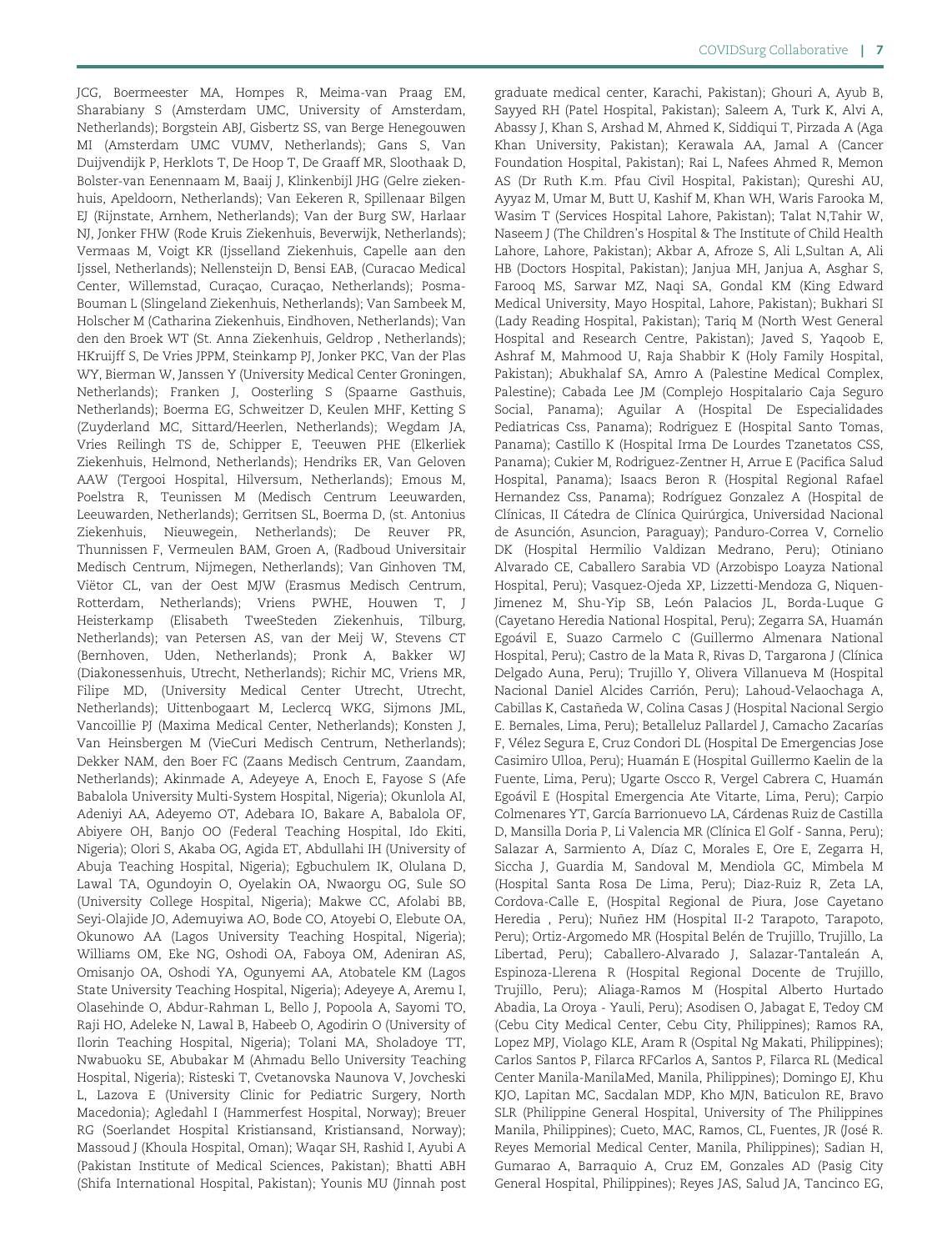JCG, Boermeester MA, Hompes R, Meima-van Praag EM, Sharabiany S (Amsterdam UMC, University of Amsterdam, Netherlands); Borgstein ABJ, Gisbertz SS, van Berge Henegouwen MI (Amsterdam UMC VUMV, Netherlands); Gans S, Van Duijvendijk P, Herklots T, De Hoop T, De Graaff MR, Sloothaak D, Bolster-van Eenennaam M, Baaij J, Klinkenbijl JHG (Gelre ziekenhuis, Apeldoorn, Netherlands); Van Eekeren R, Spillenaar Bilgen EJ (Rijnstate, Arnhem, Netherlands); Van der Burg SW, Harlaar NJ, Jonker FHW (Rode Kruis Ziekenhuis, Beverwijk, Netherlands); Vermaas M, Voigt KR (Ijsselland Ziekenhuis, Capelle aan den Ijssel, Netherlands); Nellensteijn D, Bensi EAB, (Curacao Medical Center, Willemstad, Curaçao, Curaçao, Netherlands); Posma-Bouman L (Slingeland Ziekenhuis, Netherlands); Van Sambeek M, Holscher M (Catharina Ziekenhuis, Eindhoven, Netherlands); Van den den Broek WT (St. Anna Ziekenhuis, Geldrop , Netherlands); HKruijff S, De Vries JPPM, Steinkamp PJ, Jonker PKC, Van der Plas WY, Bierman W, Janssen Y (University Medical Center Groningen, Netherlands); Franken J, Oosterling S (Spaarne Gasthuis, Netherlands); Boerma EG, Schweitzer D, Keulen MHF, Ketting S (Zuyderland MC, Sittard/Heerlen, Netherlands); Wegdam JA, Vries Reilingh TS de, Schipper E, Teeuwen PHE (Elkerliek Ziekenhuis, Helmond, Netherlands); Hendriks ER, Van Geloven AAW (Tergooi Hospital, Hilversum, Netherlands); Emous M, Poelstra R, Teunissen M (Medisch Centrum Leeuwarden, Leeuwarden, Netherlands); Gerritsen SL, Boerma D, (st. Antonius Ziekenhuis, Nieuwegein, Netherlands); De Reuver PR, Thunnissen F, Vermeulen BAM, Groen A, (Radboud Universitair Medisch Centrum, Nijmegen, Netherlands); Van Ginhoven TM, Viëtor CL, van der Oest MJW (Erasmus Medisch Centrum, Rotterdam, Netherlands); Vriens PWHE, Houwen T, J Heisterkamp (Elisabeth TweeSteden Ziekenhuis, Tilburg, Netherlands); van Petersen AS, van der Meij W, Stevens CT (Bernhoven, Uden, Netherlands); Pronk A, Bakker WJ (Diakonessenhuis, Utrecht, Netherlands); Richir MC, Vriens MR, Filipe MD, (University Medical Center Utrecht, Utrecht, Netherlands); Uittenbogaart M, Leclercq WKG, Sijmons JML, Vancoillie PJ (Maxima Medical Center, Netherlands); Konsten J, Van Heinsbergen M (VieCuri Medisch Centrum, Netherlands); Dekker NAM, den Boer FC (Zaans Medisch Centrum, Zaandam, Netherlands); Akinmade A, Adeyeye A, Enoch E, Fayose S (Afe Babalola University Multi-System Hospital, Nigeria); Okunlola AI, Adeniyi AA, Adeyemo OT, Adebara IO, Bakare A, Babalola OF, Abiyere OH, Banjo OO (Federal Teaching Hospital, Ido Ekiti, Nigeria); Olori S, Akaba OG, Agida ET, Abdullahi IH (University of Abuja Teaching Hospital, Nigeria); Egbuchulem IK, Olulana D, Lawal TA, Ogundoyin O, Oyelakin OA, Nwaorgu OG, Sule SO (University College Hospital, Nigeria); Makwe CC, Afolabi BB, Seyi-Olajide JO, Ademuyiwa AO, Bode CO, Atoyebi O, Elebute OA, Okunowo AA (Lagos University Teaching Hospital, Nigeria); Williams OM, Eke NG, Oshodi OA, Faboya OM, Adeniran AS, Omisanjo OA, Oshodi YA, Ogunyemi AA, Atobatele KM (Lagos State University Teaching Hospital, Nigeria); Adeyeye A, Aremu I, Olasehinde O, Abdur-Rahman L, Bello J, Popoola A, Sayomi TO, Raji HO, Adeleke N, Lawal B, Habeeb O, Agodirin O (University of Ilorin Teaching Hospital, Nigeria); Tolani MA, Sholadoye TT, Nwabuoku SE, Abubakar M (Ahmadu Bello University Teaching Hospital, Nigeria); Risteski T, Cvetanovska Naunova V, Jovcheski L, Lazova E (University Clinic for Pediatric Surgery, North Macedonia); Agledahl I (Hammerfest Hospital, Norway); Breuer RG (Soerlandet Hospital Kristiansand, Kristiansand, Norway); Massoud J (Khoula Hospital, Oman); Waqar SH, Rashid I, Ayubi A (Pakistan Institute of Medical Sciences, Pakistan); Bhatti ABH (Shifa International Hospital, Pakistan); Younis MU (Jinnah post graduate medical center, Karachi, Pakistan); Ghouri A, Ayub B, Sayyed RH (Patel Hospital, Pakistan); Saleem A, Turk K, Alvi A, Abassy J, Khan S, Arshad M, Ahmed K, Siddiqui T, Pirzada A (Aga Khan University, Pakistan); Kerawala AA, Jamal A (Cancer Foundation Hospital, Pakistan); Rai L, Nafees Ahmed R, Memon AS (Dr Ruth K.m. Pfau Civil Hospital, Pakistan); Qureshi AU, Ayyaz M, Umar M, Butt U, Kashif M, Khan WH, Waris Farooka M, Wasim T (Services Hospital Lahore, Pakistan); Talat N,Tahir W, Naseem J (The Children's Hospital & The Institute of Child Health Lahore, Lahore, Pakistan); Akbar A, Afroze S, Ali L,Sultan A, Ali HB (Doctors Hospital, Pakistan); Janjua MH, Janjua A, Asghar S, Farooq MS, Sarwar MZ, Naqi SA, Gondal KM (King Edward Medical University, Mayo Hospital, Lahore, Pakistan); Bukhari SI (Lady Reading Hospital, Pakistan); Tariq M (North West General Hospital and Research Centre, Pakistan); Javed S, Yaqoob E, Ashraf M, Mahmood U, Raja Shabbir K (Holy Family Hospital, Pakistan); Abukhalaf SA, Amro A (Palestine Medical Complex, Palestine); Cabada Lee JM (Complejo Hospitalario Caja Seguro Social, Panama); Aguilar A (Hospital De Especialidades Pediatricas Css, Panama); Rodriguez E (Hospital Santo Tomas, Panama); Castillo K (Hospital Irma De Lourdes Tzanetatos CSS, Panama); Cukier M, Rodriguez-Zentner H, Arrue E (Pacifica Salud Hospital, Panama); Isaacs Beron R (Hospital Regional Rafael Hernandez Css, Panama); Rodríguez Gonzalez A (Hospital de Clínicas, II Cátedra de Clínica Quirúrgica, Universidad Nacional de Asunción, Asuncion, Paraguay); Panduro-Correa V, Cornelio DK (Hospital Hermilio Valdizan Medrano, Peru); Otiniano Alvarado CE, Caballero Sarabia VD (Arzobispo Loayza National Hospital, Peru); Vasquez-Ojeda XP, Lizzetti-Mendoza G, Niquen-Jimenez M, Shu-Yip SB, León Palacios JL, Borda-Luque G (Cayetano Heredia National Hospital, Peru); Zegarra SA, Huamán Egoávil E, Suazo Carmelo C (Guillermo Almenara National Hospital, Peru); Castro de la Mata R, Rivas D, Targarona J (Clínica Delgado Auna, Peru); Trujillo Y, Olivera Villanueva M (Hospital Nacional Daniel Alcides Carrión, Peru); Lahoud-Velaochaga A, Cabillas K, Castañeda W, Colina Casas J (Hospital Nacional Sergio E. Bernales, Lima, Peru); Betalleluz Pallardel J, Camacho Zacarías F, Vélez Segura E, Cruz Condori DL (Hospital De Emergencias Jose Casimiro Ulloa, Peru); Huamán E (Hospital Guillermo Kaelin de la Fuente, Lima, Peru); Ugarte Oscco R, Vergel Cabrera C, Huamán Egoávil E (Hospital Emergencia Ate Vitarte, Lima, Peru); Carpio Colmenares YT, García Barrionuevo LA, Cárdenas Ruiz de Castilla D, Mansilla Doria P, Li Valencia MR (Clínica El Golf - Sanna, Peru); Salazar A, Sarmiento A, Díaz C, Morales E, Ore E, Zegarra H, Siccha J, Guardia M, Sandoval M, Mendiola GC, Mimbela M (Hospital Santa Rosa De Lima, Peru); Diaz-Ruiz R, Zeta LA, Cordova-Calle E, (Hospital Regional de Piura, Jose Cayetano Heredia , Peru); Nuñez HM (Hospital II-2 Tarapoto, Tarapoto, Peru); Ortiz-Argomedo MR (Hospital Belén de Trujillo, Trujillo, La Libertad, Peru); Caballero-Alvarado J, Salazar-Tantaleán A, Espinoza-Llerena R (Hospital Regional Docente de Trujillo, Trujillo, Peru); Aliaga-Ramos M (Hospital Alberto Hurtado Abadia, La Oroya - Yauli, Peru); Asodisen O, Jabagat E, Tedoy CM (Cebu City Medical Center, Cebu City, Philippines); Ramos RA, Lopez MPJ, Violago KLE, Aram R (Ospital Ng Makati, Philippines); Carlos Santos P, Filarca RFCarlos A, Santos P, Filarca RL (Medical Center Manila-ManilaMed, Manila, Philippines); Domingo EJ, Khu KJO, Lapitan MC, Sacdalan MDP, Kho MJN, Baticulon RE, Bravo SLR (Philippine General Hospital, University of The Philippines Manila, Philippines); Cueto, MAC, Ramos, CL, Fuentes, JR (José R. Reyes Memorial Medical Center, Manila, Philippines); Sadian H, Gumarao A, Barraquio A, Cruz EM, Gonzales AD (Pasig City General Hospital, Philippines); Reyes JAS, Salud JA, Tancinco EG,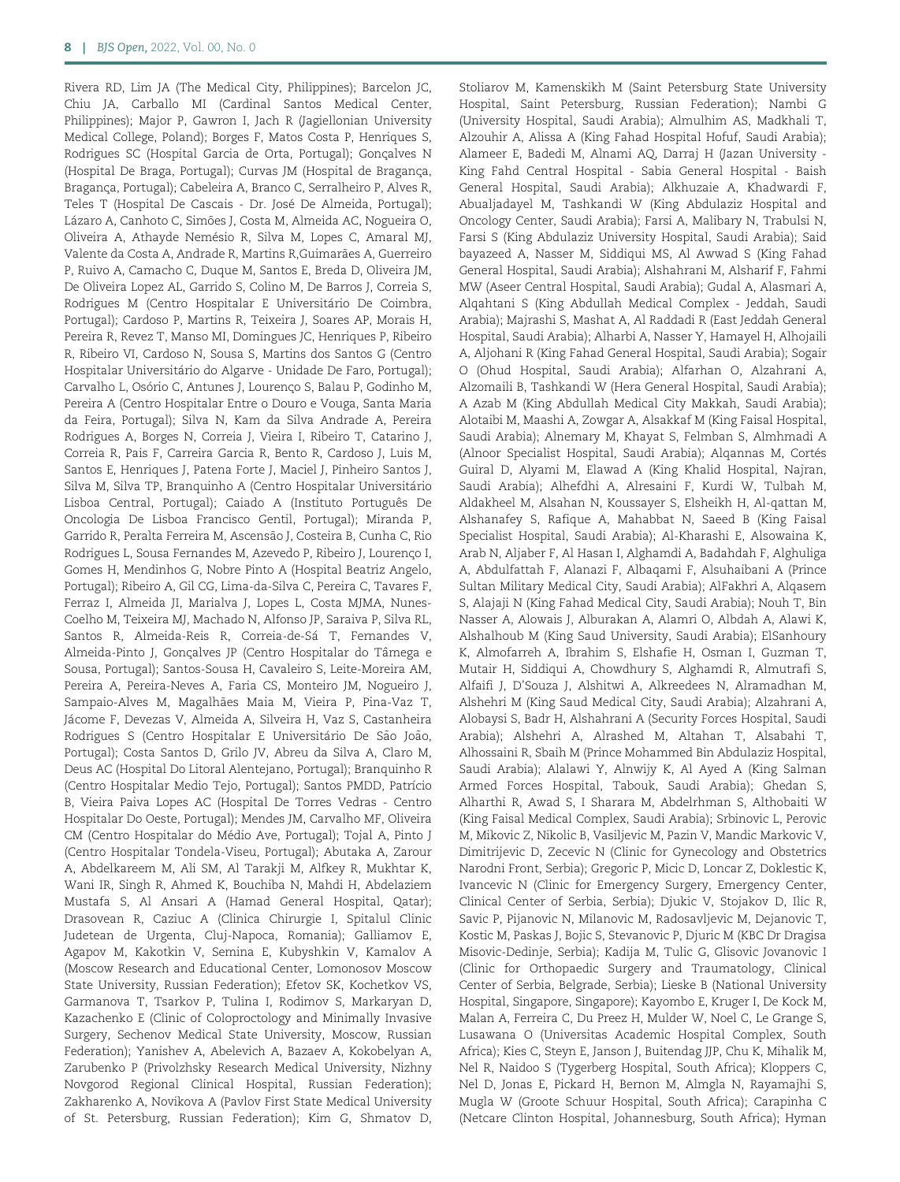Rivera RD, Lim JA (The Medical City, Philippines); Barcelon JC, Chiu JA, Carballo MI (Cardinal Santos Medical Center, Philippines); Major P, Gawron I, Jach R (Jagiellonian University Medical College, Poland); Borges F, Matos Costa P, Henriques S, Rodrigues SC (Hospital Garcia de Orta, Portugal); Gonçalves N (Hospital De Braga, Portugal); Curvas JM (Hospital de Bragança, Bragança, Portugal); Cabeleira A, Branco C, Serralheiro P, Alves R, Teles T (Hospital De Cascais - Dr. José De Almeida, Portugal); Lázaro A, Canhoto C, Simões J, Costa M, Almeida AC, Nogueira O, Oliveira A, Athayde Nemésio R, Silva M, Lopes C, Amaral MJ, Valente da Costa A, Andrade R, Martins R,Guimarães A, Guerreiro P, Ruivo A, Camacho C, Duque M, Santos E, Breda D, Oliveira JM, De Oliveira Lopez AL, Garrido S, Colino M, De Barros J, Correia S, Rodrigues M (Centro Hospitalar E Universitário De Coimbra, Portugal); Cardoso P, Martins R, Teixeira J, Soares AP, Morais H, Pereira R, Revez T, Manso MI, Domingues JC, Henriques P, Ribeiro R, Ribeiro VI, Cardoso N, Sousa S, Martins dos Santos G (Centro Hospitalar Universitário do Algarve - Unidade De Faro, Portugal); Carvalho L, Osório C, Antunes J, Lourenço S, Balau P, Godinho M, Pereira A (Centro Hospitalar Entre o Douro e Vouga, Santa Maria da Feira, Portugal); Silva N, Kam da Silva Andrade A, Pereira Rodrigues A, Borges N, Correia J, Vieira I, Ribeiro T, Catarino J, Correia R, Pais F, Carreira Garcia R, Bento R, Cardoso J, Luis M, Santos E, Henriques J, Patena Forte J, Maciel J, Pinheiro Santos J, Silva M, Silva TP, Branquinho A (Centro Hospitalar Universitário Lisboa Central, Portugal); Caiado A (Instituto Português De Oncologia De Lisboa Francisco Gentil, Portugal); Miranda P, Garrido R, Peralta Ferreira M, Ascensão J, Costeira B, Cunha C, Rio Rodrigues L, Sousa Fernandes M, Azevedo P, Ribeiro J, Lourenço I, Gomes H, Mendinhos G, Nobre Pinto A (Hospital Beatriz Angelo, Portugal); Ribeiro A, Gil CG, Lima-da-Silva C, Pereira C, Tavares F, Ferraz I, Almeida JI, Marialva J, Lopes L, Costa MJMA, Nunes-Coelho M, Teixeira MJ, Machado N, Alfonso JP, Saraiva P, Silva RL, Santos R, Almeida-Reis R, Correia-de-Sá T, Fernandes V, Almeida-Pinto J, Gonçalves JP (Centro Hospitalar do Tâmega e Sousa, Portugal); Santos-Sousa H, Cavaleiro S, Leite-Moreira AM, Pereira A, Pereira-Neves A, Faria CS, Monteiro JM, Nogueiro J, Sampaio-Alves M, Magalhães Maia M, Vieira P, Pina-Vaz T, Jácome F, Devezas V, Almeida A, Silveira H, Vaz S, Castanheira Rodrigues S (Centro Hospitalar E Universitário De São João, Portugal); Costa Santos D, Grilo JV, Abreu da Silva A, Claro M, Deus AC (Hospital Do Litoral Alentejano, Portugal); Branquinho R (Centro Hospitalar Medio Tejo, Portugal); Santos PMDD, Patrício B, Vieira Paiva Lopes AC (Hospital De Torres Vedras - Centro Hospitalar Do Oeste, Portugal); Mendes JM, Carvalho MF, Oliveira CM (Centro Hospitalar do Médio Ave, Portugal); Tojal A, Pinto J (Centro Hospitalar Tondela-Viseu, Portugal); Abutaka A, Zarour A, Abdelkareem M, Ali SM, Al Tarakji M, Alfkey R, Mukhtar K, Wani IR, Singh R, Ahmed K, Bouchiba N, Mahdi H, Abdelaziem Mustafa S, Al Ansari A (Hamad General Hospital, Qatar); Drasovean R, Caziuc A (Clinica Chirurgie I, Spitalul Clinic Judetean de Urgenta, Cluj-Napoca, Romania); Galliamov E, Agapov M, Kakotkin V, Semina E, Kubyshkin V, Kamalov A (Moscow Research and Educational Center, Lomonosov Moscow State University, Russian Federation); Efetov SK, Kochetkov VS, Garmanova T, Tsarkov P, Tulina I, Rodimov S, Markaryan D, Kazachenko E (Clinic of Coloproctology and Minimally Invasive Surgery, Sechenov Medical State University, Moscow, Russian Federation); Yanishev A, Abelevich A, Bazaev A, Kokobelyan A, Zarubenko P (Privolzhsky Research Medical University, Nizhny Novgorod Regional Clinical Hospital, Russian Federation); Zakharenko A, Novikova A (Pavlov First State Medical University of St. Petersburg, Russian Federation); Kim G, Shmatov D, Stoliarov M, Kamenskikh M (Saint Petersburg State University Hospital, Saint Petersburg, Russian Federation); Nambi G (University Hospital, Saudi Arabia); Almulhim AS, Madkhali T, Alzouhir A, Alissa A (King Fahad Hospital Hofuf, Saudi Arabia); Alameer E, Badedi M, Alnami AQ, Darraj H (Jazan University - King Fahd Central Hospital - Sabia General Hospital - Baish General Hospital, Saudi Arabia); Alkhuzaie A, Khadwardi F, Abualjadayel M, Tashkandi W (King Abdulaziz Hospital and Oncology Center, Saudi Arabia); Farsi A, Malibary N, Trabulsi N, Farsi S (King Abdulaziz University Hospital, Saudi Arabia); Said bayazeed A, Nasser M, Siddiqui MS, Al Awwad S (King Fahad General Hospital, Saudi Arabia); Alshahrani M, Alsharif F, Fahmi MW (Aseer Central Hospital, Saudi Arabia); Gudal A, Alasmari A, Alqahtani S (King Abdullah Medical Complex - Jeddah, Saudi Arabia); Majrashi S, Mashat A, Al Raddadi R (East Jeddah General Hospital, Saudi Arabia); Alharbi A, Nasser Y, Hamayel H, Alhojaili A, Aljohani R (King Fahad General Hospital, Saudi Arabia); Sogair O (Ohud Hospital, Saudi Arabia); Alfarhan O, Alzahrani A, Alzomaili B, Tashkandi W (Hera General Hospital, Saudi Arabia); A Azab M (King Abdullah Medical City Makkah, Saudi Arabia); Alotaibi M, Maashi A, Zowgar A, Alsakkaf M (King Faisal Hospital, Saudi Arabia); Alnemary M, Khayat S, Felmban S, Almhmadi A (Alnoor Specialist Hospital, Saudi Arabia); Alqannas M, Cortés Guiral D, Alyami M, Elawad A (King Khalid Hospital, Najran, Saudi Arabia); Alhefdhi A, Alresaini F, Kurdi W, Tulbah M, Aldakheel M, Alsahan N, Koussayer S, Elsheikh H, Al-qattan M, Alshanafey S, Rafique A, Mahabbat N, Saeed B (King Faisal Specialist Hospital, Saudi Arabia); Al-Kharashi E, Alsowaina K, Arab N, Aljaber F, Al Hasan I, Alghamdi A, Badahdah F, Alghuliga A, Abdulfattah F, Alanazi F, Albaqami F, Alsuhaibani A (Prince Sultan Military Medical City, Saudi Arabia); AlFakhri A, Alqasem S, Alajaji N (King Fahad Medical City, Saudi Arabia); Nouh T, Bin Nasser A, Alowais J, Alburakan A, Alamri O, Albdah A, Alawi K, Alshalhoub M (King Saud University, Saudi Arabia); ElSanhoury K, Almofarreh A, Ibrahim S, Elshafie H, Osman I, Guzman T, Mutair H, Siddiqui A, Chowdhury S, Alghamdi R, Almutrafi S, Alfaifi J, D'Souza J, Alshitwi A, Alkreedees N, Alramadhan M, Alshehri M (King Saud Medical City, Saudi Arabia); Alzahrani A, Alobaysi S, Badr H, Alshahrani A (Security Forces Hospital, Saudi Arabia); Alshehri A, Alrashed M, Altahan T, Alsabahi T, Alhossaini R, Sbaih M (Prince Mohammed Bin Abdulaziz Hospital, Saudi Arabia); Alalawi Y, Alnwijy K, Al Ayed A (King Salman Armed Forces Hospital, Tabouk, Saudi Arabia); Ghedan S, Alharthi R, Awad S, I Sharara M, Abdelrhman S, Althobaiti W (King Faisal Medical Complex, Saudi Arabia); Srbinovic L, Perovic M, Mikovic Z, Nikolic B, Vasiljevic M, Pazin V, Mandic Markovic V, Dimitrijevic D, Zecevic N (Clinic for Gynecology and Obstetrics Narodni Front, Serbia); Gregoric P, Micic D, Loncar Z, Doklestic K, Ivancevic N (Clinic for Emergency Surgery, Emergency Center, Clinical Center of Serbia, Serbia); Djukic V, Stojakov D, Ilic R, Savic P, Pijanovic N, Milanovic M, Radosavljevic M, Dejanovic T, Kostic M, Paskas J, Bojic S, Stevanovic P, Djuric M (KBC Dr Dragisa Misovic-Dedinje, Serbia); Kadija M, Tulic G, Glisovic Jovanovic I (Clinic for Orthopaedic Surgery and Traumatology, Clinical Center of Serbia, Belgrade, Serbia); Lieske B (National University Hospital, Singapore, Singapore); Kayombo E, Kruger I, De Kock M, Malan A, Ferreira C, Du Preez H, Mulder W, Noel C, Le Grange S, Lusawana O (Universitas Academic Hospital Complex, South Africa); Kies C, Steyn E, Janson J, Buitendag JJP, Chu K, Mihalik M, Nel R, Naidoo S (Tygerberg Hospital, South Africa); Kloppers C, Nel D, Jonas E, Pickard H, Bernon M, Almgla N, Rayamajhi S, Mugla W (Groote Schuur Hospital, South Africa); Carapinha C (Netcare Clinton Hospital, Johannesburg, South Africa); Hyman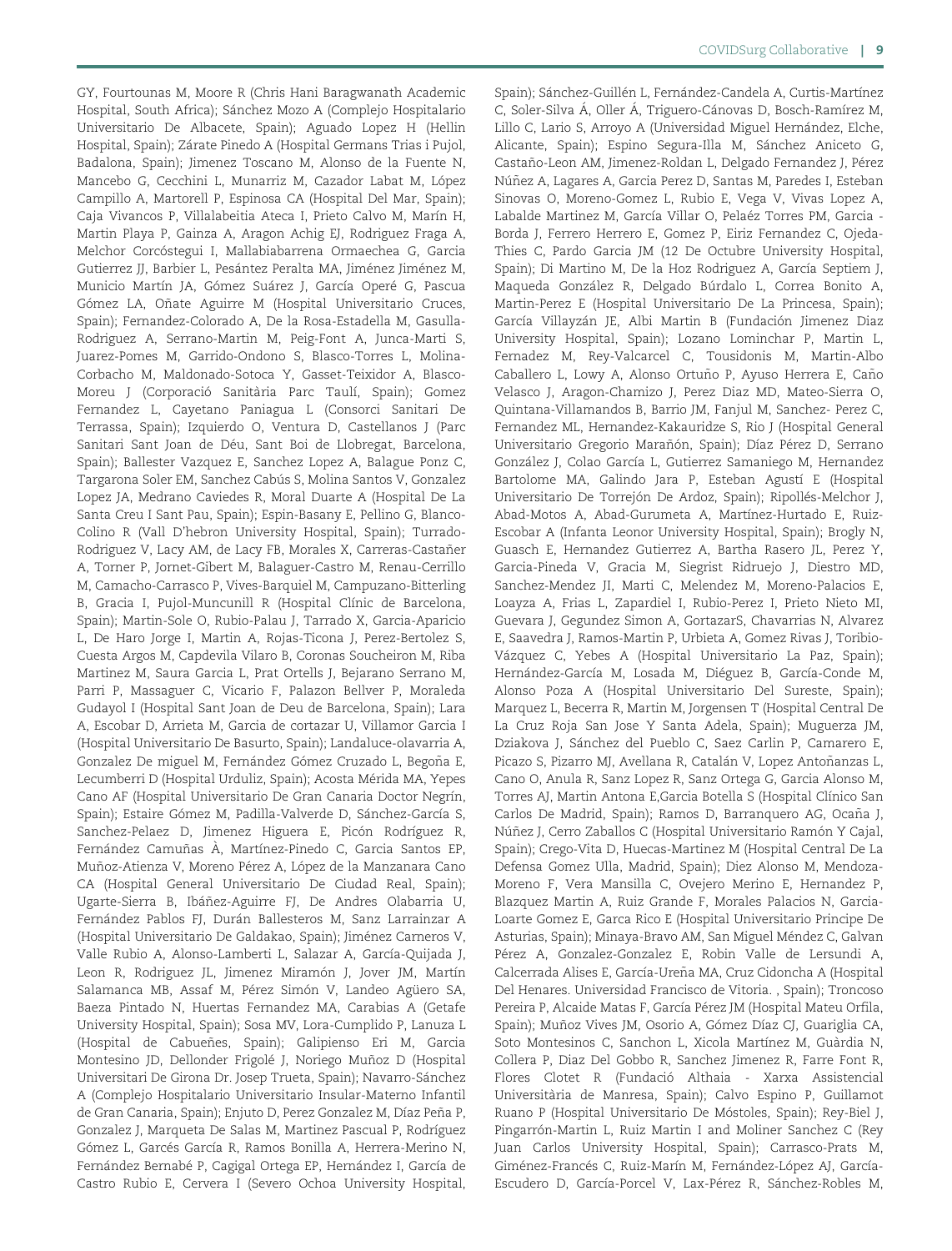GY, Fourtounas M, Moore R (Chris Hani Baragwanath Academic Hospital, South Africa); Sánchez Mozo A (Complejo Hospitalario Universitario De Albacete, Spain); Aguado Lopez H (Hellin Hospital, Spain); Zárate Pinedo A (Hospital Germans Trias i Pujol, Badalona, Spain); Jimenez Toscano M, Alonso de la Fuente N, Mancebo G, Cecchini L, Munarriz M, Cazador Labat M, López Campillo A, Martorell P, Espinosa CA (Hospital Del Mar, Spain); Caja Vivancos P, Villalabeitia Ateca I, Prieto Calvo M, Marín H, Martin Playa P, Gainza A, Aragon Achig EJ, Rodriguez Fraga A, Melchor Corcóstegui I, Mallabiabarrena Ormaechea G, Garcia Gutierrez JJ, Barbier L, Pesántez Peralta MA, Jiménez Jiménez M, Municio Martín JA, Gómez Suárez J, García Operé G, Pascua Gómez LA, Oñate Aguirre M (Hospital Universitario Cruces, Spain); Fernandez-Colorado A, De la Rosa-Estadella M, Gasulla-Rodriguez A, Serrano-Martin M, Peig-Font A, Junca-Marti S, Juarez-Pomes M, Garrido-Ondono S, Blasco-Torres L, Molina-Corbacho M, Maldonado-Sotoca Y, Gasset-Teixidor A, Blasco-Moreu J (Corporació Sanitària Parc Taulí, Spain); Gomez Fernandez L, Cayetano Paniagua L (Consorci Sanitari De Terrassa, Spain); Izquierdo O, Ventura D, Castellanos J (Parc Sanitari Sant Joan de Déu, Sant Boi de Llobregat, Barcelona, Spain); Ballester Vazquez E, Sanchez Lopez A, Balague Ponz C, Targarona Soler EM, Sanchez Cabús S, Molina Santos V, Gonzalez Lopez JA, Medrano Caviedes R, Moral Duarte A (Hospital De La Santa Creu I Sant Pau, Spain); Espin-Basany E, Pellino G, Blanco-Colino R (Vall D'hebron University Hospital, Spain); Turrado-Rodriguez V, Lacy AM, de Lacy FB, Morales X, Carreras-Castañer A, Torner P, Jornet-Gibert M, Balaguer-Castro M, Renau-Cerrillo M, Camacho-Carrasco P, Vives-Barquiel M, Campuzano-Bitterling B, Gracia I, Pujol-Muncunill R (Hospital Clínic de Barcelona, Spain); Martin-Sole O, Rubio-Palau J, Tarrado X, Garcia-Aparicio L, De Haro Jorge I, Martin A, Rojas-Ticona J, Perez-Bertolez S, Cuesta Argos M, Capdevila Vilaro B, Coronas Soucheiron M, Riba Martinez M, Saura Garcia L, Prat Ortells J, Bejarano Serrano M, Parri P, Massaguer C, Vicario F, Palazon Bellver P, Moraleda Gudayol I (Hospital Sant Joan de Deu de Barcelona, Spain); Lara A, Escobar D, Arrieta M, Garcia de cortazar U, Villamor Garcia I (Hospital Universitario De Basurto, Spain); Landaluce-olavarria A, Gonzalez De miguel M, Fernández Gómez Cruzado L, Begoña E, Lecumberri D (Hospital Urduliz, Spain); Acosta Mérida MA, Yepes Cano AF (Hospital Universitario De Gran Canaria Doctor Negrín, Spain); Estaire Gómez M, Padilla-Valverde D, Sánchez-García S, Sanchez-Pelaez D, Jimenez Higuera E, Picón Rodríguez R, Fernández Camuñas À, Martínez-Pinedo C, Garcia Santos EP, Muñoz-Atienza V, Moreno Pérez A, López de la Manzanara Cano CA (Hospital General Universitario De Ciudad Real, Spain); Ugarte-Sierra B, Ibáñez-Aguirre FJ, De Andres Olabarria U, Fernández Pablos FJ, Durán Ballesteros M, Sanz Larrainzar A (Hospital Universitario De Galdakao, Spain); Jiménez Carneros V, Valle Rubio A, Alonso-Lamberti L, Salazar A, García-Quijada J, Leon R, Rodriguez JL, Jimenez Miramón J, Jover JM, Martín Salamanca MB, Assaf M, Pérez Simón V, Landeo Agüero SA, Baeza Pintado N, Huertas Fernandez MA, Carabias A (Getafe University Hospital, Spain); Sosa MV, Lora-Cumplido P, Lanuza L (Hospital de Cabueñes, Spain); Galipienso Eri M, Garcia Montesino JD, Dellonder Frigolé J, Noriego Muñoz D (Hospital Universitari De Girona Dr. Josep Trueta, Spain); Navarro-Sánchez A (Complejo Hospitalario Universitario Insular-Materno Infantil de Gran Canaria, Spain); Enjuto D, Perez Gonzalez M, Díaz Peña P, Gonzalez J, Marqueta De Salas M, Martinez Pascual P, Rodríguez Gómez L, Garcés García R, Ramos Bonilla A, Herrera-Merino N, Fernández Bernabé P, Cagigal Ortega EP, Hernández I, García de Castro Rubio E, Cervera I (Severo Ochoa University Hospital, Spain); Sánchez-Guillén L, Fernández-Candela A, Curtis-Martínez C, Soler-Silva Á, Oller Á, Triguero-Cánovas D, Bosch-Ramírez M, Lillo C, Lario S, Arroyo A (Universidad Miguel Hernández, Elche, Alicante, Spain); Espino Segura-Illa M, Sánchez Aniceto G, Castaño-Leon AM, Jimenez-Roldan L, Delgado Fernandez J, Pérez Núñez A, Lagares A, Garcia Perez D, Santas M, Paredes I, Esteban Sinovas O, Moreno-Gomez L, Rubio E, Vega V, Vivas Lopez A, Labalde Martinez M, García Villar O, Pelaéz Torres PM, Garcia - Borda J, Ferrero Herrero E, Gomez P, Eiriz Fernandez C, Ojeda-Thies C, Pardo Garcia JM (12 De Octubre University Hospital, Spain); Di Martino M, De la Hoz Rodriguez A, García Septiem J, Maqueda González R, Delgado Búrdalo L, Correa Bonito A, Martin-Perez E (Hospital Universitario De La Princesa, Spain); García Villayzán JE, Albi Martin B (Fundación Jimenez Diaz University Hospital, Spain); Lozano Lominchar P, Martin L, Fernadez M, Rey-Valcarcel C, Tousidonis M, Martin-Albo Caballero L, Lowy A, Alonso Ortuño P, Ayuso Herrera E, Caño Velasco J, Aragon-Chamizo J, Perez Diaz MD, Mateo-Sierra O, Quintana-Villamandos B, Barrio JM, Fanjul M, Sanchez- Perez C, Fernandez ML, Hernandez-Kakauridze S, Rio J (Hospital General Universitario Gregorio Marañón, Spain); Díaz Pérez D, Serrano González J, Colao García L, Gutierrez Samaniego M, Hernandez Bartolome MA, Galindo Jara P, Esteban Agustí E (Hospital Universitario De Torrejón De Ardoz, Spain); Ripollés-Melchor J, Abad-Motos A, Abad-Gurumeta A, Martínez-Hurtado E, Ruiz-Escobar A (Infanta Leonor University Hospital, Spain); Brogly N, Guasch E, Hernandez Gutierrez A, Bartha Rasero JL, Perez Y, Garcia-Pineda V, Gracia M, Siegrist Ridruejo J, Diestro MD, Sanchez-Mendez JI, Marti C, Melendez M, Moreno-Palacios E, Loayza A, Frias L, Zapardiel I, Rubio-Perez I, Prieto Nieto MI, Guevara J, Gegundez Simon A, GortazarS, Chavarrias N, Alvarez E, Saavedra J, Ramos-Martin P, Urbieta A, Gomez Rivas J, Toribio-Vázquez C, Yebes A (Hospital Universitario La Paz, Spain); Hernández-García M, Losada M, Diéguez B, García-Conde M, Alonso Poza A (Hospital Universitario Del Sureste, Spain); Marquez L, Becerra R, Martin M, Jorgensen T (Hospital Central De La Cruz Roja San Jose Y Santa Adela, Spain); Muguerza JM, Dziakova J, Sánchez del Pueblo C, Saez Carlin P, Camarero E, Picazo S, Pizarro MJ, Avellana R, Catalán V, Lopez Antoñanzas L, Cano O, Anula R, Sanz Lopez R, Sanz Ortega G, Garcia Alonso M, Torres AJ, Martin Antona E,Garcia Botella S (Hospital Clínico San Carlos De Madrid, Spain); Ramos D, Barranquero AG, Ocaña J, Núñez J, Cerro Zaballos C (Hospital Universitario Ramón Y Cajal, Spain); Crego-Vita D, Huecas-Martinez M (Hospital Central De La Defensa Gomez Ulla, Madrid, Spain); Diez Alonso M, Mendoza-Moreno F, Vera Mansilla C, Ovejero Merino E, Hernandez P, Blazquez Martin A, Ruiz Grande F, Morales Palacios N, Garcia-Loarte Gomez E, Garca Rico E (Hospital Universitario Principe De Asturias, Spain); Minaya-Bravo AM, San Miguel Méndez C, Galvan Pérez A, Gonzalez-Gonzalez E, Robin Valle de Lersundi A, Calcerrada Alises E, García-Ureña MA, Cruz Cidoncha A (Hospital Del Henares. Universidad Francisco de Vitoria. , Spain); Troncoso Pereira P, Alcaide Matas F, García Pérez JM (Hospital Mateu Orfila, Spain); Muñoz Vives JM, Osorio A, Gómez Díaz CJ, Guariglia CA, Soto Montesinos C, Sanchon L, Xicola Martínez M, Guàrdia N, Collera P, Diaz Del Gobbo R, Sanchez Jimenez R, Farre Font R, Flores Clotet R (Fundació Althaia - Xarxa Assistencial Universitària de Manresa, Spain); Calvo Espino P, Guillamot Ruano P (Hospital Universitario De Móstoles, Spain); Rey-Biel J, Pingarrón-Martin L, Ruiz Martin I and Moliner Sanchez C (Rey Juan Carlos University Hospital, Spain); Carrasco-Prats M, Giménez-Francés C, Ruiz-Marín M, Fernández-López AJ, García-Escudero D, García-Porcel V, Lax-Pérez R, Sánchez-Robles M,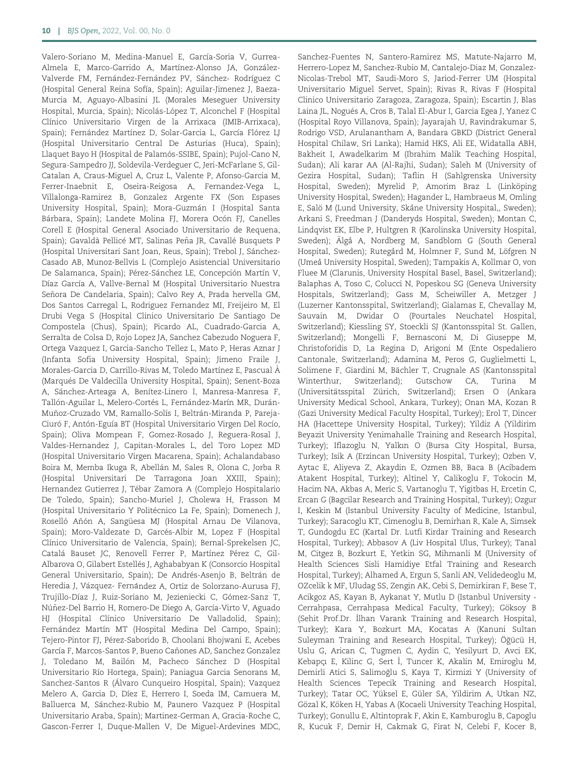Valero-Soriano M, Medina-Manuel E, García-Soria V, Gurrea-Almela E, Marco-Garrido A, Martínez-Alonso JA, González-Valverde FM, Fernández-Fernández PV, Sánchez- Rodríguez C (Hospital General Reina Sofía, Spain); Aguilar-Jimenez J, Baeza-Murcia M, Aguayo-Albasini JL (Morales Meseguer University Hospital, Murcia, Spain); Nicolás-López T, Alconchel F (Hospital Clínico Universitario Virgen de la Arrixaca (IMIB-Arrixaca), Spain); Fernández Martínez D, Solar-Garcia L, García Flórez LJ (Hospital Universitario Central De Asturias (Huca), Spain); Llaquet Bayo H (Hospital de Palamós-SSIBE, Spain); Pujol-Cano N, Segura-Sampedro JJ, Soldevila-Verdeguer C, Jeri-McFarlane S, Gil-Catalan A, Craus-Miguel A, Cruz L, Valente P, Afonso-Garcia M, Ferrer-Inaebnit E, Oseira-Reigosa A, Fernandez-Vega L, Villalonga-Ramirez B, Gonzalez Argente FX (Son Espases University Hospital, Spain); Mora-Guzmán I (Hospital Santa Bárbara, Spain); Landete Molina FJ, Morera Ocón FJ, Canelles Corell E (Hospital General Asociado Universitario de Requena, Spain); Gavaldà Pellicé MT, Salinas Peña JR, Cavallé Busquets P (Hospital Universitari Sant Joan, Reus, Spain); Trebol J, Sánchez-Casado AB, Munoz-Bellvis L (Complejo Asistencial Universitario De Salamanca, Spain); Pérez-Sánchez LE, Concepción Martín V, Díaz García A, Vallve-Bernal M (Hospital Universitario Nuestra Señora De Candelaria, Spain); Calvo Rey A, Prada hervella GM, Dos Santos Carregal L, Rodriguez Fernandez MI, Freijeiro M, El Drubi Vega S (Hospital Clinico Universitario De Santiago De Compostela (Chus), Spain); Picardo AL, Cuadrado-Garcia A, Serralta de Colsa D, Rojo Lopez JA, Sanchez Cabezudo Noguera F, Ortega Vazquez I, Garcia-Sancho Tellez L, Mato P, Heras Aznar J (Infanta Sofia University Hospital, Spain); Jimeno Fraile J, Morales-Garcia D, Carrillo-Rivas M, Toledo Martínez E, Pascual À (Marqués De Valdecilla University Hospital, Spain); Senent-Boza A, Sánchez-Arteaga A, Benítez-Linero I, Manresa-Manresa F, Tallón-Aguilar L, Melero-Cortés L, Fernández-Marín MR, Durán-Muñoz-Cruzado VM, Ramallo-Solís I, Beltrán-Miranda P, Pareja-Ciuró F, Antón-Eguía BT (Hospital Universitario Virgen Del Rocío, Spain); Oliva Mompean F, Gomez-Rosado J, Reguera-Rosal J, Valdes-Hernandez J, Capitan-Morales L, del Toro Lopez MD (Hospital Universitario Virgen Macarena, Spain); Achalandabaso Boira M, Memba Ikuga R, Abellán M, Sales R, Olona C, Jorba R (Hospital Universitari De Tarragona Joan XXIII, Spain); Hernandez Gutierrez J, Tébar Zamora A (Complejo Hospitalario De Toledo, Spain); Sancho-Muriel J, Cholewa H, Frasson M (Hospital Universitario Y Politécnico La Fe, Spain); Domenech J, Roselló Añón A, Sangüesa MJ (Hospital Arnau De Vilanova, Spain); Moro-Valdezate D, Garcés-Albir M, Lopez F (Hospital Clínico Universitario de Valencia, Spain); Bernal-Sprekelsen JC, Catalá Bauset JC, Renovell Ferrer P, Martínez Pérez C, Gil-Albarova O, Gilabert Estellés J, Aghababyan K (Consorcio Hospital General Universitario, Spain); De Andrés-Asenjo B, Beltrán de Heredia J, Vázquez- Fernández A, Ortiz de Solorzano-Aurusa FJ, Trujillo-Díaz J, Ruiz-Soriano M, Jezieniecki C, Gómez-Sanz T, Núñez-Del Barrio H, Romero-De Diego A, García-Virto V, Aguado HJ (Hospital Clínico Universitario De Valladolid, Spain); Fernández Martín MT (Hospital Medina Del Campo, Spain); Tejero-Pintor FJ, Pérez-Saborido B, Choolani Bhojwani E, Acebes García F, Marcos-Santos P, Bueno Cañones AD, Sanchez Gonzalez J, Toledano M, Bailón M, Pacheco Sánchez D (Hospital Universitario Río Hortega, Spain); Paniagua Garcia Senorans M, Sanchez-Santos R (Álvaro Cunqueiro Hospital, Spain); Vazquez Melero A, Garcia D, Díez E, Herrero I, Soeda IM, Camuera M, Balluerca M, Sánchez-Rubio M, Paunero Vazquez P (Hospital Universitario Araba, Spain); Martinez-German A, Gracia-Roche C, Gascon-Ferrer I, Duque-Mallen V, De Miguel-Ardevines MDC, Sanchez-Fuentes N, Santero-Ramirez MS, Matute-Najarro M, Herrero-Lopez M, Sanchez-Rubio M, Cantalejo-Diaz M, Gonzalez-Nicolas-Trebol MT, Saudi-Moro S, Jariod-Ferrer UM (Hospital Universitario Miguel Servet, Spain); Rivas R, Rivas F (Hospital Clinico Universitario Zaragoza, Zaragoza, Spain); Escartin J, Blas Laina JL, Nogués A, Cros B, Talal El-Abur I, Garcia Egea J, Yanez C (Hospital Royo Villanova, Spain); Jayarajah U, Ravindrakumar S, Rodrigo VSD, Arulanantham A, Bandara GBKD (District General Hospital Chilaw, Sri Lanka); Hamid HKS, Ali EE, Widatalla ABH, Bakheit I, Awadelkarim M (Ibrahim Malik Teaching Hospital, Sudan); Ali karar AA (Al-Rajhi, Sudan); Saleh M (University of Gezira Hospital, Sudan); Taflin H (Sahlgrenska University Hospital, Sweden); Myrelid P, Amorim Braz L (Linköping University Hospital, Sweden); Hagander L, Hambraeus M, Omling E, Salö M (Lund University, Skåne University Hospital,, Sweden); Arkani S, Freedman J (Danderyds Hospital, Sweden); Montan C, Lindqvist EK, Elbe P, Hultgren R (Karolinska University Hospital, Sweden); Älgå A, Nordberg M, Sandblom G (South General Hospital, Sweden); Rutegård M, Holmner F, Sund M, Löfgren N (Umeå University Hospital, Sweden); Tampakis A, Kollmar O, von Fluee M (Clarunis, University Hospital Basel, Basel, Switzerland); Balaphas A, Toso C, Colucci N, Popeskou SG (Geneva University Hospitals, Switzerland); Gass M, Scheiwiller A, Metzger J (Luzerner Kantonsspital, Switzerland); Gialamas E, Chevallay M, Sauvain M, Dwidar O (Pourtales Neuchatel Hospital, Switzerland); Kiessling SY, Stoeckli SJ (Kantonsspital St. Gallen, Switzerland); Mongelli F, Bernasconi M, Di Giuseppe M, Christoforidis D, La Regina D, Arigoni M (Ente Ospedaliero Cantonale, Switzerland); Adamina M, Peros G, Guglielmetti L, Solimene F, Giardini M, Bächler T, Crugnale AS (Kantonsspital Winterthur, Switzerland); Gutschow CA, Turina M (Universitätsspital Zürich, Switzerland); Ersen O (Ankara University Medical School, Ankara, Turkey); Onan MA, Kozan R (Gazi University Medical Faculty Hospital, Turkey); Erol T, Dincer HA (Hacettepe University Hospital, Turkey); Yildiz A (Yildirim Beyazit University Yenimahalle Training and Research Hospital, Turkey); Iflazoglu N, Yalkın O (Bursa City Hospital, Bursa, Turkey); Isik A (Erzincan University Hospital, Turkey); Ozben V, Aytac E, Aliyeva Z, Akaydin E, Ozmen BB, Baca B (Acibadem Atakent Hospital, Turkey); Altinel Y, Calikoglu F, Tokocin M, Hacim NA, Akbas A, Meric S, Vartanoglu T, Yigitbas H, Ercetin C, Ercan G (Bagcilar Research and Training Hospital, Turkey); Ozgur I, Keskin M (Istanbul University Faculty of Medicine, Istanbul, Turkey); Saracoglu KT, Cimenoglu B, Demirhan R, Kale A, Simsek T, Gundogdu EC (Kartal Dr. Lutfi Kirdar Training and Research Hospital, Turkey); Abbasov A (Liv Hospital Ulus, Turkey); Tanal M, Citgez B, Bozkurt E, Yetkin SG, Mihmanli M (University of Health Sciences Sisli Hamidiye Etfal Training and Research Hospital, Turkey); Alhamed A, Ergun S, Sanli AN, Velidedeoglu M, OZcelik k MF, Uludag SS, Zengin AK, Cebi S, Demirkiran F, Bese T, Acikgoz AS, Kayan B, Aykanat Y, Mutlu D (Istanbul University - Cerrahpasa, Cerrahpasa Medical Faculty, Turkey); Göksoy B (Sehit Prof.Dr. İlhan Varank Training and Research Hospital, Turkey); Kara Y, Bozkurt MA, Kocatas A (Kanuni Sultan Suleyman Training and Research Hospital, Turkey); Öğücü H, Uslu G, Arican C, Tugmen C, Aydin C, Yesilyurt D, Avci EK, Kebapçı E, Kilinc G, Sert İ, Tuncer K, Akalin M, Emiroglu M, Demirli Atici S, Salimoğlu S, Kaya T, Kirmizi Y (University of Health Sciences Tepecik Training and Research Hospital, Turkey); Tatar OC, Yüksel E, Güler SA, Yildirim A, Utkan NZ, Gözal K, Köken H, Yabas A (Kocaeli University Teaching Hospital, Turkey); Gonullu E, Altintoprak F, Akin E, Kamburoglu B, Capoglu R, Kucuk F, Demir H, Cakmak G, Firat N, Celebi F, Kocer B,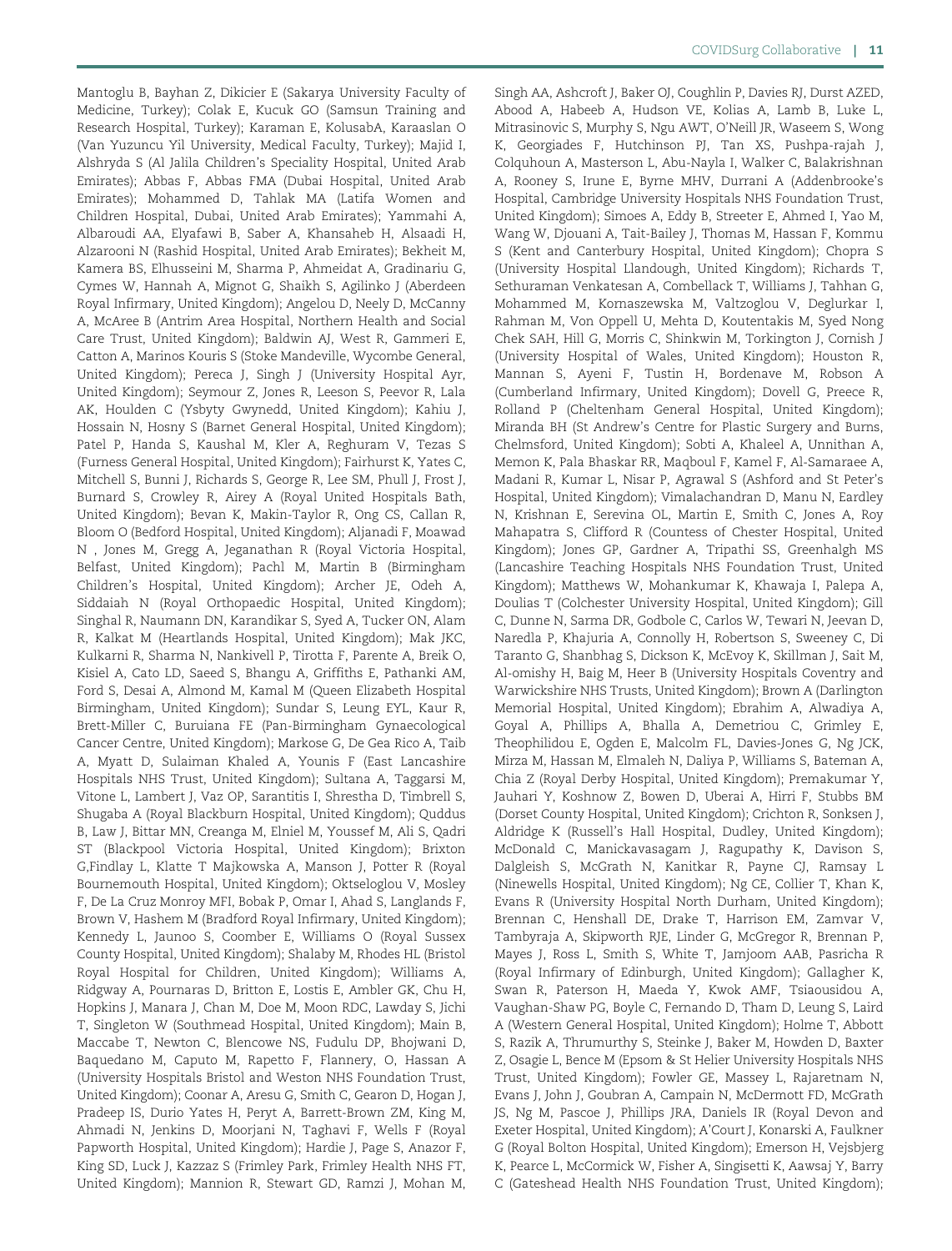Mantoglu B, Bayhan Z, Dikicier E (Sakarya University Faculty of Medicine, Turkey); Colak E, Kucuk GO (Samsun Training and Research Hospital, Turkey); Karaman E, KolusabA, Karaaslan O (Van Yuzuncu Yil University, Medical Faculty, Turkey); Majid I, Alshryda S (Al Jalila Children's Speciality Hospital, United Arab Emirates); Abbas F, Abbas FMA (Dubai Hospital, United Arab Emirates); Mohammed D, Tahlak MA (Latifa Women and Children Hospital, Dubai, United Arab Emirates); Yammahi A, Albaroudi AA, Elyafawi B, Saber A, Khansaheb H, Alsaadi H, Alzarooni N (Rashid Hospital, United Arab Emirates); Bekheit M, Kamera BS, Elhusseini M, Sharma P, Ahmeidat A, Gradinariu G, Cymes W, Hannah A, Mignot G, Shaikh S, Agilinko J (Aberdeen Royal Infirmary, United Kingdom); Angelou D, Neely D, McCanny A, McAree B (Antrim Area Hospital, Northern Health and Social Care Trust, United Kingdom); Baldwin AJ, West R, Gammeri E, Catton A, Marinos Kouris S (Stoke Mandeville, Wycombe General, United Kingdom); Pereca J, Singh J (University Hospital Ayr, United Kingdom); Seymour Z, Jones R, Leeson S, Peevor R, Lala AK, Houlden C (Ysbyty Gwynedd, United Kingdom); Kahiu J, Hossain N, Hosny S (Barnet General Hospital, United Kingdom); Patel P, Handa S, Kaushal M, Kler A, Reghuram V, Tezas S (Furness General Hospital, United Kingdom); Fairhurst K, Yates C, Mitchell S, Bunni J, Richards S, George R, Lee SM, Phull J, Frost J, Burnard S, Crowley R, Airey A (Royal United Hospitals Bath, United Kingdom); Bevan K, Makin-Taylor R, Ong CS, Callan R, Bloom O (Bedford Hospital, United Kingdom); Aljanadi F, Moawad N , Jones M, Gregg A, Jeganathan R (Royal Victoria Hospital, Belfast, United Kingdom); Pachl M, Martin B (Birmingham Children's Hospital, United Kingdom); Archer JE, Odeh A, Siddaiah N (Royal Orthopaedic Hospital, United Kingdom); Singhal R, Naumann DN, Karandikar S, Syed A, Tucker ON, Alam R, Kalkat M (Heartlands Hospital, United Kingdom); Mak JKC, Kulkarni R, Sharma N, Nankivell P, Tirotta F, Parente A, Breik O, Kisiel A, Cato LD, Saeed S, Bhangu A, Griffiths E, Pathanki AM, Ford S, Desai A, Almond M, Kamal M (Queen Elizabeth Hospital Birmingham, United Kingdom); Sundar S, Leung EYL, Kaur R, Brett-Miller C, Buruiana FE (Pan-Birmingham Gynaecological Cancer Centre, United Kingdom); Markose G, De Gea Rico A, Taib A, Myatt D, Sulaiman Khaled A, Younis F (East Lancashire Hospitals NHS Trust, United Kingdom); Sultana A, Taggarsi M, Vitone L, Lambert J, Vaz OP, Sarantitis I, Shrestha D, Timbrell S, Shugaba A (Royal Blackburn Hospital, United Kingdom); Quddus B, Law J, Bittar MN, Creanga M, Elniel M, Youssef M, Ali S, Qadri ST (Blackpool Victoria Hospital, United Kingdom); Brixton G,Findlay L, Klatte T Majkowska A, Manson J, Potter R (Royal Bournemouth Hospital, United Kingdom); Oktseloglou V, Mosley F, De La Cruz Monroy MFI, Bobak P, Omar I, Ahad S, Langlands F, Brown V, Hashem M (Bradford Royal Infirmary, United Kingdom); Kennedy L, Jaunoo S, Coomber E, Williams O (Royal Sussex County Hospital, United Kingdom); Shalaby M, Rhodes HL (Bristol Royal Hospital for Children, United Kingdom); Williams A, Ridgway A, Pournaras D, Britton E, Lostis E, Ambler GK, Chu H, Hopkins J, Manara J, Chan M, Doe M, Moon RDC, Lawday S, Jichi T, Singleton W (Southmead Hospital, United Kingdom); Main B, Maccabe T, Newton C, Blencowe NS, Fudulu DP, Bhojwani D, Baquedano M, Caputo M, Rapetto F, Flannery, O, Hassan A (University Hospitals Bristol and Weston NHS Foundation Trust, United Kingdom); Coonar A, Aresu G, Smith C, Gearon D, Hogan J, Pradeep IS, Durio Yates H, Peryt A, Barrett-Brown ZM, King M, Ahmadi N, Jenkins D, Moorjani N, Taghavi F, Wells F (Royal Papworth Hospital, United Kingdom); Hardie J, Page S, Anazor F, King SD, Luck J, Kazzaz S (Frimley Park, Frimley Health NHS FT, United Kingdom); Mannion R, Stewart GD, Ramzi J, Mohan M, Singh AA, Ashcroft J, Baker OJ, Coughlin P, Davies RJ, Durst AZED, Abood A, Habeeb A, Hudson VE, Kolias A, Lamb B, Luke L, Mitrasinovic S, Murphy S, Ngu AWT, O'Neill JR, Waseem S, Wong K, Georgiades F, Hutchinson PJ, Tan XS, Pushpa-rajah J, Colquhoun A, Masterson L, Abu-Nayla I, Walker C, Balakrishnan A, Rooney S, Irune E, Byrne MHV, Durrani A (Addenbrooke's Hospital, Cambridge University Hospitals NHS Foundation Trust, United Kingdom); Simoes A, Eddy B, Streeter E, Ahmed I, Yao M, Wang W, Djouani A, Tait-Bailey J, Thomas M, Hassan F, Kommu S (Kent and Canterbury Hospital, United Kingdom); Chopra S (University Hospital Llandough, United Kingdom); Richards T, Sethuraman Venkatesan A, Combellack T, Williams J, Tahhan G, Mohammed M, Kornaszewska M, Valtzoglou V, Deglurkar I, Rahman M, Von Oppell U, Mehta D, Koutentakis M, Syed Nong Chek SAH, Hill G, Morris C, Shinkwin M, Torkington J, Cornish J (University Hospital of Wales, United Kingdom); Houston R, Mannan S, Ayeni F, Tustin H, Bordenave M, Robson A (Cumberland Infirmary, United Kingdom); Dovell G, Preece R, Rolland P (Cheltenham General Hospital, United Kingdom); Miranda BH (St Andrew's Centre for Plastic Surgery and Burns, Chelmsford, United Kingdom); Sobti A, Khaleel A, Unnithan A, Memon K, Pala Bhaskar RR, Maqboul F, Kamel F, Al-Samaraee A, Madani R, Kumar L, Nisar P, Agrawal S (Ashford and St Peter's Hospital, United Kingdom); Vimalachandran D, Manu N, Eardley N, Krishnan E, Serevina OL, Martin E, Smith C, Jones A, Roy Mahapatra S, Clifford R (Countess of Chester Hospital, United Kingdom); Jones GP, Gardner A, Tripathi SS, Greenhalgh MS (Lancashire Teaching Hospitals NHS Foundation Trust, United Kingdom); Matthews W, Mohankumar K, Khawaja I, Palepa A, Doulias T (Colchester University Hospital, United Kingdom); Gill C, Dunne N, Sarma DR, Godbole C, Carlos W, Tewari N, Jeevan D, Naredla P, Khajuria A, Connolly H, Robertson S, Sweeney C, Di Taranto G, Shanbhag S, Dickson K, McEvoy K, Skillman J, Sait M, Al-omishy H, Baig M, Heer B (University Hospitals Coventry and Warwickshire NHS Trusts, United Kingdom); Brown A (Darlington Memorial Hospital, United Kingdom); Ebrahim A, Alwadiya A, Goyal A, Phillips A, Bhalla A, Demetriou C, Grimley E, Theophilidou E, Ogden E, Malcolm FL, Davies-Jones G, Ng JCK, Mirza M, Hassan M, Elmaleh N, Daliya P, Williams S, Bateman A, Chia Z (Royal Derby Hospital, United Kingdom); Premakumar Y, Jauhari Y, Koshnow Z, Bowen D, Uberai A, Hirri F, Stubbs BM (Dorset County Hospital, United Kingdom); Crichton R, Sonksen J, Aldridge K (Russell's Hall Hospital, Dudley, United Kingdom); McDonald C, Manickavasagam J, Ragupathy K, Davison S, Dalgleish S, McGrath N, Kanitkar R, Payne CJ, Ramsay L (Ninewells Hospital, United Kingdom); Ng CE, Collier T, Khan K, Evans R (University Hospital North Durham, United Kingdom); Brennan C, Henshall DE, Drake T, Harrison EM, Zamvar V, Tambyraja A, Skipworth RJE, Linder G, McGregor R, Brennan P, Mayes J, Ross L, Smith S, White T, Jamjoom AAB, Pasricha R (Royal Infirmary of Edinburgh, United Kingdom); Gallagher K, Swan R, Paterson H, Maeda Y, Kwok AMF, Tsiaousidou A, Vaughan-Shaw PG, Boyle C, Fernando D, Tham D, Leung S, Laird A (Western General Hospital, United Kingdom); Holme T, Abbott S, Razik A, Thrumurthy S, Steinke J, Baker M, Howden D, Baxter Z, Osagie L, Bence M (Epsom & St Helier University Hospitals NHS Trust, United Kingdom); Fowler GE, Massey L, Rajaretnam N, Evans J, John J, Goubran A, Campain N, McDermott FD, McGrath JS, Ng M, Pascoe J, Phillips JRA, Daniels IR (Royal Devon and Exeter Hospital, United Kingdom); A'Court J, Konarski A, Faulkner G (Royal Bolton Hospital, United Kingdom); Emerson H, Vejsbjerg K, Pearce L, McCormick W, Fisher A, Singisetti K, Aawsaj Y, Barry C (Gateshead Health NHS Foundation Trust, United Kingdom);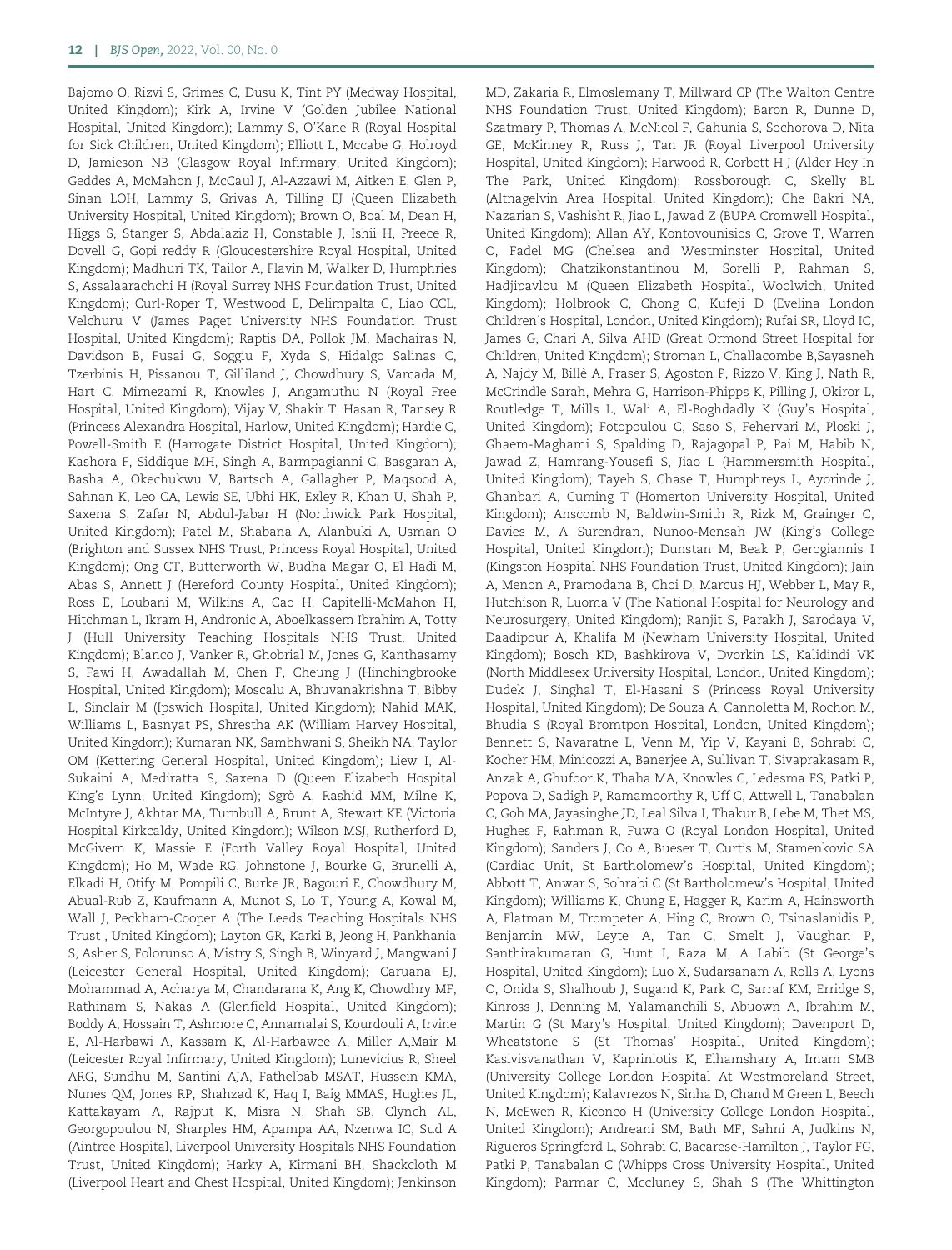Bajomo O, Rizvi S, Grimes C, Dusu K, Tint PY (Medway Hospital, United Kingdom); Kirk A, Irvine V (Golden Jubilee National Hospital, United Kingdom); Lammy S, O'Kane R (Royal Hospital for Sick Children, United Kingdom); Elliott L, Mccabe G, Holroyd D, Jamieson NB (Glasgow Royal Infirmary, United Kingdom); Geddes A, McMahon J, McCaul J, Al-Azzawi M, Aitken E, Glen P, Sinan LOH, Lammy S, Grivas A, Tilling EJ (Queen Elizabeth University Hospital, United Kingdom); Brown O, Boal M, Dean H, Higgs S, Stanger S, Abdalaziz H, Constable J, Ishii H, Preece R, Dovell G, Gopi reddy R (Gloucestershire Royal Hospital, United Kingdom); Madhuri TK, Tailor A, Flavin M, Walker D, Humphries S, Assalaarachchi H (Royal Surrey NHS Foundation Trust, United Kingdom); Curl-Roper T, Westwood E, Delimpalta C, Liao CCL, Velchuru V (James Paget University NHS Foundation Trust Hospital, United Kingdom); Raptis DA, Pollok JM, Machairas N, Davidson B, Fusai G, Soggiu F, Xyda S, Hidalgo Salinas C, Tzerbinis H, Pissanou T, Gilliland J, Chowdhury S, Varcada M, Hart C, Mirnezami R, Knowles J, Angamuthu N (Royal Free Hospital, United Kingdom); Vijay V, Shakir T, Hasan R, Tansey R (Princess Alexandra Hospital, Harlow, United Kingdom); Hardie C, Powell-Smith E (Harrogate District Hospital, United Kingdom); Kashora F, Siddique MH, Singh A, Barmpagianni C, Basgaran A, Basha A, Okechukwu V, Bartsch A, Gallagher P, Maqsood A, Sahnan K, Leo CA, Lewis SE, Ubhi HK, Exley R, Khan U, Shah P, Saxena S, Zafar N, Abdul-Jabar H (Northwick Park Hospital, United Kingdom); Patel M, Shabana A, Alanbuki A, Usman O (Brighton and Sussex NHS Trust, Princess Royal Hospital, United Kingdom); Ong CT, Butterworth W, Budha Magar O, El Hadi M, Abas S, Annett J (Hereford County Hospital, United Kingdom); Ross E, Loubani M, Wilkins A, Cao H, Capitelli-McMahon H, Hitchman L, Ikram H, Andronic A, Aboelkassem Ibrahim A, Totty J (Hull University Teaching Hospitals NHS Trust, United Kingdom); Blanco J, Vanker R, Ghobrial M, Jones G, Kanthasamy S, Fawi H, Awadallah M, Chen F, Cheung J (Hinchingbrooke Hospital, United Kingdom); Moscalu A, Bhuvanakrishna T, Bibby L, Sinclair M (Ipswich Hospital, United Kingdom); Nahid MAK, Williams L, Basnyat PS, Shrestha AK (William Harvey Hospital, United Kingdom); Kumaran NK, Sambhwani S, Sheikh NA, Taylor OM (Kettering General Hospital, United Kingdom); Liew I, Al-Sukaini A, Mediratta S, Saxena D (Queen Elizabeth Hospital King's Lynn, United Kingdom); Sgrò A, Rashid MM, Milne K, McIntyre J, Akhtar MA, Turnbull A, Brunt A, Stewart KE (Victoria Hospital Kirkcaldy, United Kingdom); Wilson MSJ, Rutherford D, McGivern K, Massie E (Forth Valley Royal Hospital, United Kingdom); Ho M, Wade RG, Johnstone J, Bourke G, Brunelli A, Elkadi H, Otify M, Pompili C, Burke JR, Bagouri E, Chowdhury M, Abual-Rub Z, Kaufmann A, Munot S, Lo T, Young A, Kowal M, Wall J, Peckham-Cooper A (The Leeds Teaching Hospitals NHS Trust , United Kingdom); Layton GR, Karki B, Jeong H, Pankhania S, Asher S, Folorunso A, Mistry S, Singh B, Winyard J, Mangwani J (Leicester General Hospital, United Kingdom); Caruana EJ, Mohammad A, Acharya M, Chandarana K, Ang K, Chowdhry MF, Rathinam S, Nakas A (Glenfield Hospital, United Kingdom); Boddy A, Hossain T, Ashmore C, Annamalai S, Kourdouli A, Irvine E, Al-Harbawi A, Kassam K, Al-Harbawee A, Miller A,Mair M (Leicester Royal Infirmary, United Kingdom); Lunevicius R, Sheel ARG, Sundhu M, Santini AJA, Fathelbab MSAT, Hussein KMA, Nunes QM, Jones RP, Shahzad K, Haq I, Baig MMAS, Hughes JL, Kattakayam A, Rajput K, Misra N, Shah SB, Clynch AL, Georgopoulou N, Sharples HM, Apampa AA, Nzenwa IC, Sud A (Aintree Hospital, Liverpool University Hospitals NHS Foundation Trust, United Kingdom); Harky A, Kirmani BH, Shackcloth M (Liverpool Heart and Chest Hospital, United Kingdom); Jenkinson MD, Zakaria R, Elmoslemany T, Millward CP (The Walton Centre NHS Foundation Trust, United Kingdom); Baron R, Dunne D, Szatmary P, Thomas A, McNicol F, Gahunia S, Sochorova D, Nita GE, McKinney R, Russ J, Tan JR (Royal Liverpool University Hospital, United Kingdom); Harwood R, Corbett H J (Alder Hey In The Park, United Kingdom); Rossborough C, Skelly BL (Altnagelvin Area Hospital, United Kingdom); Che Bakri NA, Nazarian S, Vashisht R, Jiao L, Jawad Z (BUPA Cromwell Hospital, United Kingdom); Allan AY, Kontovounisios C, Grove T, Warren O, Fadel MG (Chelsea and Westminster Hospital, United Kingdom); Chatzikonstantinou M, Sorelli P, Rahman S, Hadjipavlou M (Queen Elizabeth Hospital, Woolwich, United Kingdom); Holbrook C, Chong C, Kufeji D (Evelina London Children's Hospital, London, United Kingdom); Rufai SR, Lloyd IC, James G, Chari A, Silva AHD (Great Ormond Street Hospital for Children, United Kingdom); Stroman L, Challacombe B,Sayasneh A, Najdy M, Billè A, Fraser S, Agoston P, Rizzo V, King J, Nath R, McCrindle Sarah, Mehra G, Harrison-Phipps K, Pilling J, Okiror L, Routledge T, Mills L, Wali A, El-Boghdadly K (Guy's Hospital, United Kingdom); Fotopoulou C, Saso S, Fehervari M, Ploski J, Ghaem-Maghami S, Spalding D, Rajagopal P, Pai M, Habib N, Jawad Z, Hamrang-Yousefi S, Jiao L (Hammersmith Hospital, United Kingdom); Tayeh S, Chase T, Humphreys L, Ayorinde J, Ghanbari A, Cuming T (Homerton University Hospital, United Kingdom); Anscomb N, Baldwin-Smith R, Rizk M, Grainger C, Davies M, A Surendran, Nunoo-Mensah JW (King's College Hospital, United Kingdom); Dunstan M, Beak P, Gerogiannis I (Kingston Hospital NHS Foundation Trust, United Kingdom); Jain A, Menon A, Pramodana B, Choi D, Marcus HJ, Webber L, May R, Hutchison R, Luoma V (The National Hospital for Neurology and Neurosurgery, United Kingdom); Ranjit S, Parakh J, Sarodaya V, Daadipour A, Khalifa M (Newham University Hospital, United Kingdom); Bosch KD, Bashkirova V, Dvorkin LS, Kalidindi VK (North Middlesex University Hospital, London, United Kingdom); Dudek J, Singhal T, El-Hasani S (Princess Royal University Hospital, United Kingdom); De Souza A, Cannoletta M, Rochon M, Bhudia S (Royal Bromtpon Hospital, London, United Kingdom); Bennett S, Navaratne L, Venn M, Yip V, Kayani B, Sohrabi C, Kocher HM, Minicozzi A, Banerjee A, Sullivan T, Sivaprakasam R, Anzak A, Ghufoor K, Thaha MA, Knowles C, Ledesma FS, Patki P, Popova D, Sadigh P, Ramamoorthy R, Uff C, Attwell L, Tanabalan C, Goh MA, Jayasinghe JD, Leal Silva I, Thakur B, Lebe M, Thet MS, Hughes F, Rahman R, Fuwa O (Royal London Hospital, United Kingdom); Sanders J, Oo A, Bueser T, Curtis M, Stamenkovic SA (Cardiac Unit, St Bartholomew's Hospital, United Kingdom); Abbott T, Anwar S, Sohrabi C (St Bartholomew's Hospital, United Kingdom); Williams K, Chung E, Hagger R, Karim A, Hainsworth A, Flatman M, Trompeter A, Hing C, Brown O, Tsinaslanidis P, Benjamin MW, Leyte A, Tan C, Smelt J, Vaughan P, Santhirakumaran G, Hunt I, Raza M, A Labib (St George's Hospital, United Kingdom); Luo X, Sudarsanam A, Rolls A, Lyons O, Onida S, Shalhoub J, Sugand K, Park C, Sarraf KM, Erridge S, Kinross J, Denning M, Yalamanchili S, Abuown A, Ibrahim M, Martin G (St Mary's Hospital, United Kingdom); Davenport D, Wheatstone S (St Thomas' Hospital, United Kingdom); Kasivisvanathan V, Kapriniotis K, Elhamshary A, Imam SMB (University College London Hospital At Westmoreland Street, United Kingdom); Kalavrezos N, Sinha D, Chand M Green L, Beech N, McEwen R, Kiconco H (University College London Hospital, United Kingdom); Andreani SM, Bath MF, Sahni A, Judkins N, Rigueros Springford L, Sohrabi C, Bacarese-Hamilton J, Taylor FG, Patki P, Tanabalan C (Whipps Cross University Hospital, United Kingdom); Parmar C, Mccluney S, Shah S (The Whittington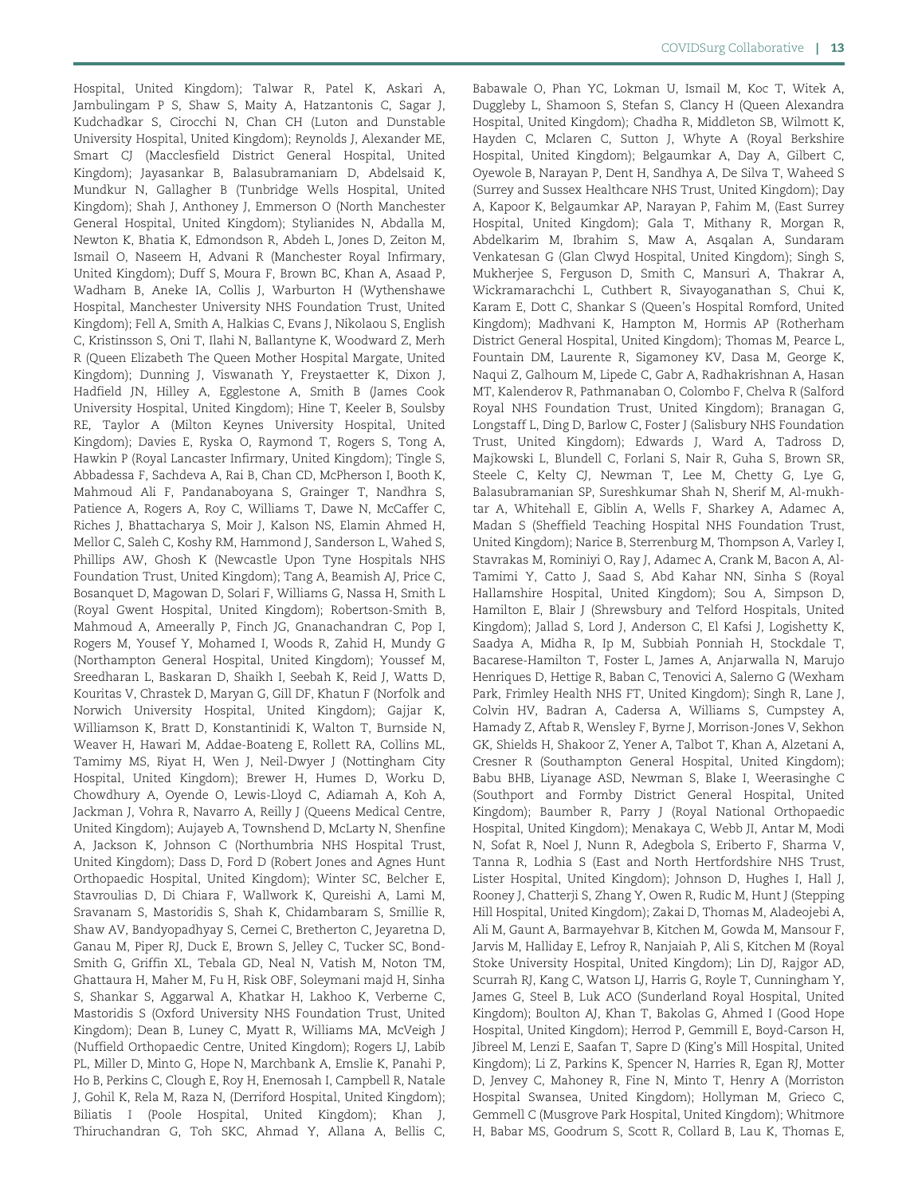Hospital, United Kingdom); Talwar R, Patel K, Askari A, Jambulingam P S, Shaw S, Maity A, Hatzantonis C, Sagar J, Kudchadkar S, Cirocchi N, Chan CH (Luton and Dunstable University Hospital, United Kingdom); Reynolds J, Alexander ME, Smart CJ (Macclesfield District General Hospital, United Kingdom); Jayasankar B, Balasubramaniam D, Abdelsaid K, Mundkur N, Gallagher B (Tunbridge Wells Hospital, United Kingdom); Shah J, Anthoney J, Emmerson O (North Manchester General Hospital, United Kingdom); Stylianides N, Abdalla M, Newton K, Bhatia K, Edmondson R, Abdeh L, Jones D, Zeiton M, Ismail O, Naseem H, Advani R (Manchester Royal Infirmary, United Kingdom); Duff S, Moura F, Brown BC, Khan A, Asaad P, Wadham B, Aneke IA, Collis J, Warburton H (Wythenshawe Hospital, Manchester University NHS Foundation Trust, United Kingdom); Fell A, Smith A, Halkias C, Evans J, Nikolaou S, English C, Kristinsson S, Oni T, Ilahi N, Ballantyne K, Woodward Z, Merh R (Queen Elizabeth The Queen Mother Hospital Margate, United Kingdom); Dunning J, Viswanath Y, Freystaetter K, Dixon J, Hadfield JN, Hilley A, Egglestone A, Smith B (James Cook University Hospital, United Kingdom); Hine T, Keeler B, Soulsby RE, Taylor A (Milton Keynes University Hospital, United Kingdom); Davies E, Ryska O, Raymond T, Rogers S, Tong A, Hawkin P (Royal Lancaster Infirmary, United Kingdom); Tingle S, Abbadessa F, Sachdeva A, Rai B, Chan CD, McPherson I, Booth K, Mahmoud Ali F, Pandanaboyana S, Grainger T, Nandhra S, Patience A, Rogers A, Roy C, Williams T, Dawe N, McCaffer C, Riches J, Bhattacharya S, Moir J, Kalson NS, Elamin Ahmed H, Mellor C, Saleh C, Koshy RM, Hammond J, Sanderson L, Wahed S, Phillips AW, Ghosh K (Newcastle Upon Tyne Hospitals NHS Foundation Trust, United Kingdom); Tang A, Beamish AJ, Price C, Bosanquet D, Magowan D, Solari F, Williams G, Nassa H, Smith L (Royal Gwent Hospital, United Kingdom); Robertson-Smith B, Mahmoud A, Ameerally P, Finch JG, Gnanachandran C, Pop I, Rogers M, Yousef Y, Mohamed I, Woods R, Zahid H, Mundy G (Northampton General Hospital, United Kingdom); Youssef M, Sreedharan L, Baskaran D, Shaikh I, Seebah K, Reid J, Watts D, Kouritas V, Chrastek D, Maryan G, Gill DF, Khatun F (Norfolk and Norwich University Hospital, United Kingdom); Gajjar K, Williamson K, Bratt D, Konstantinidi K, Walton T, Burnside N, Weaver H, Hawari M, Addae-Boateng E, Rollett RA, Collins ML, Tamimy MS, Riyat H, Wen J, Neil-Dwyer J (Nottingham City Hospital, United Kingdom); Brewer H, Humes D, Worku D, Chowdhury A, Oyende O, Lewis-Lloyd C, Adiamah A, Koh A, Jackman J, Vohra R, Navarro A, Reilly J (Queens Medical Centre, United Kingdom); Aujayeb A, Townshend D, McLarty N, Shenfine A, Jackson K, Johnson C (Northumbria NHS Hospital Trust, United Kingdom); Dass D, Ford D (Robert Jones and Agnes Hunt Orthopaedic Hospital, United Kingdom); Winter SC, Belcher E, Stavroulias D, Di Chiara F, Wallwork K, Qureishi A, Lami M, Sravanam S, Mastoridis S, Shah K, Chidambaram S, Smillie R, Shaw AV, Bandyopadhyay S, Cernei C, Bretherton C, Jeyaretna D, Ganau M, Piper RJ, Duck E, Brown S, Jelley C, Tucker SC, Bond-Smith G, Griffin XL, Tebala GD, Neal N, Vatish M, Noton TM, Ghattaura H, Maher M, Fu H, Risk OBF, Soleymani majd H, Sinha S, Shankar S, Aggarwal A, Khatkar H, Lakhoo K, Verberne C, Mastoridis S (Oxford University NHS Foundation Trust, United Kingdom); Dean B, Luney C, Myatt R, Williams MA, McVeigh J (Nuffield Orthopaedic Centre, United Kingdom); Rogers LJ, Labib PL, Miller D, Minto G, Hope N, Marchbank A, Emslie K, Panahi P, Ho B, Perkins C, Clough E, Roy H, Enemosah I, Campbell R, Natale J, Gohil K, Rela M, Raza N, (Derriford Hospital, United Kingdom); Biliatis I (Poole Hospital, United Kingdom); Khan J, Thiruchandran G, Toh SKC, Ahmad Y, Allana A, Bellis C, Babawale O, Phan YC, Lokman U, Ismail M, Koc T, Witek A, Duggleby L, Shamoon S, Stefan S, Clancy H (Queen Alexandra Hospital, United Kingdom); Chadha R, Middleton SB, Wilmott K, Hayden C, Mclaren C, Sutton J, Whyte A (Royal Berkshire Hospital, United Kingdom); Belgaumkar A, Day A, Gilbert C, Oyewole B, Narayan P, Dent H, Sandhya A, De Silva T, Waheed S (Surrey and Sussex Healthcare NHS Trust, United Kingdom); Day A, Kapoor K, Belgaumkar AP, Narayan P, Fahim M, (East Surrey Hospital, United Kingdom); Gala T, Mithany R, Morgan R, Abdelkarim M, Ibrahim S, Maw A, Asqalan A, Sundaram Venkatesan G (Glan Clwyd Hospital, United Kingdom); Singh S, Mukherjee S, Ferguson D, Smith C, Mansuri A, Thakrar A, Wickramarachchi L, Cuthbert R, Sivayoganathan S, Chui K, Karam E, Dott C, Shankar S (Queen's Hospital Romford, United Kingdom); Madhvani K, Hampton M, Hormis AP (Rotherham District General Hospital, United Kingdom); Thomas M, Pearce L, Fountain DM, Laurente R, Sigamoney KV, Dasa M, George K, Naqui Z, Galhoum M, Lipede C, Gabr A, Radhakrishnan A, Hasan MT, Kalenderov R, Pathmanaban O, Colombo F, Chelva R (Salford Royal NHS Foundation Trust, United Kingdom); Branagan G, Longstaff L, Ding D, Barlow C, Foster J (Salisbury NHS Foundation Trust, United Kingdom); Edwards J, Ward A, Tadross D, Majkowski L, Blundell C, Forlani S, Nair R, Guha S, Brown SR, Steele C, Kelty CJ, Newman T, Lee M, Chetty G, Lye G, Balasubramanian SP, Sureshkumar Shah N, Sherif M, Al-mukhtar A, Whitehall E, Giblin A, Wells F, Sharkey A, Adamec A, Madan S (Sheffield Teaching Hospital NHS Foundation Trust, United Kingdom); Narice B, Sterrenburg M, Thompson A, Varley I, Stavrakas M, Rominiyi O, Ray J, Adamec A, Crank M, Bacon A, Al-Tamimi Y, Catto J, Saad S, Abd Kahar NN, Sinha S (Royal Hallamshire Hospital, United Kingdom); Sou A, Simpson D, Hamilton E, Blair J (Shrewsbury and Telford Hospitals, United Kingdom); Jallad S, Lord J, Anderson C, El Kafsi J, Logishetty K, Saadya A, Midha R, Ip M, Subbiah Ponniah H, Stockdale T, Bacarese-Hamilton T, Foster L, James A, Anjarwalla N, Marujo Henriques D, Hettige R, Baban C, Tenovici A, Salerno G (Wexham Park, Frimley Health NHS FT, United Kingdom); Singh R, Lane J, Colvin HV, Badran A, Cadersa A, Williams S, Cumpstey A, Hamady Z, Aftab R, Wensley F, Byrne J, Morrison-Jones V, Sekhon GK, Shields H, Shakoor Z, Yener A, Talbot T, Khan A, Alzetani A, Cresner R (Southampton General Hospital, United Kingdom); Babu BHB, Liyanage ASD, Newman S, Blake I, Weerasinghe C (Southport and Formby District General Hospital, United Kingdom); Baumber R, Parry J (Royal National Orthopaedic Hospital, United Kingdom); Menakaya C, Webb JI, Antar M, Modi N, Sofat R, Noel J, Nunn R, Adegbola S, Eriberto F, Sharma V, Tanna R, Lodhia S (East and North Hertfordshire NHS Trust, Lister Hospital, United Kingdom); Johnson D, Hughes I, Hall J, Rooney J, Chatterji S, Zhang Y, Owen R, Rudic M, Hunt J (Stepping Hill Hospital, United Kingdom); Zakai D, Thomas M, Aladeojebi A, Ali M, Gaunt A, Barmayehvar B, Kitchen M, Gowda M, Mansour F, Jarvis M, Halliday E, Lefroy R, Nanjaiah P, Ali S, Kitchen M (Royal Stoke University Hospital, United Kingdom); Lin DJ, Rajgor AD, Scurrah RJ, Kang C, Watson LJ, Harris G, Royle T, Cunningham Y, James G, Steel B, Luk ACO (Sunderland Royal Hospital, United Kingdom); Boulton AJ, Khan T, Bakolas G, Ahmed I (Good Hope Hospital, United Kingdom); Herrod P, Gemmill E, Boyd-Carson H, Jibreel M, Lenzi E, Saafan T, Sapre D (King's Mill Hospital, United Kingdom); Li Z, Parkins K, Spencer N, Harries R, Egan RJ, Motter D, Jenvey C, Mahoney R, Fine N, Minto T, Henry A (Morriston Hospital Swansea, United Kingdom); Hollyman M, Grieco C, Gemmell C (Musgrove Park Hospital, United Kingdom); Whitmore H, Babar MS, Goodrum S, Scott R, Collard B, Lau K, Thomas E,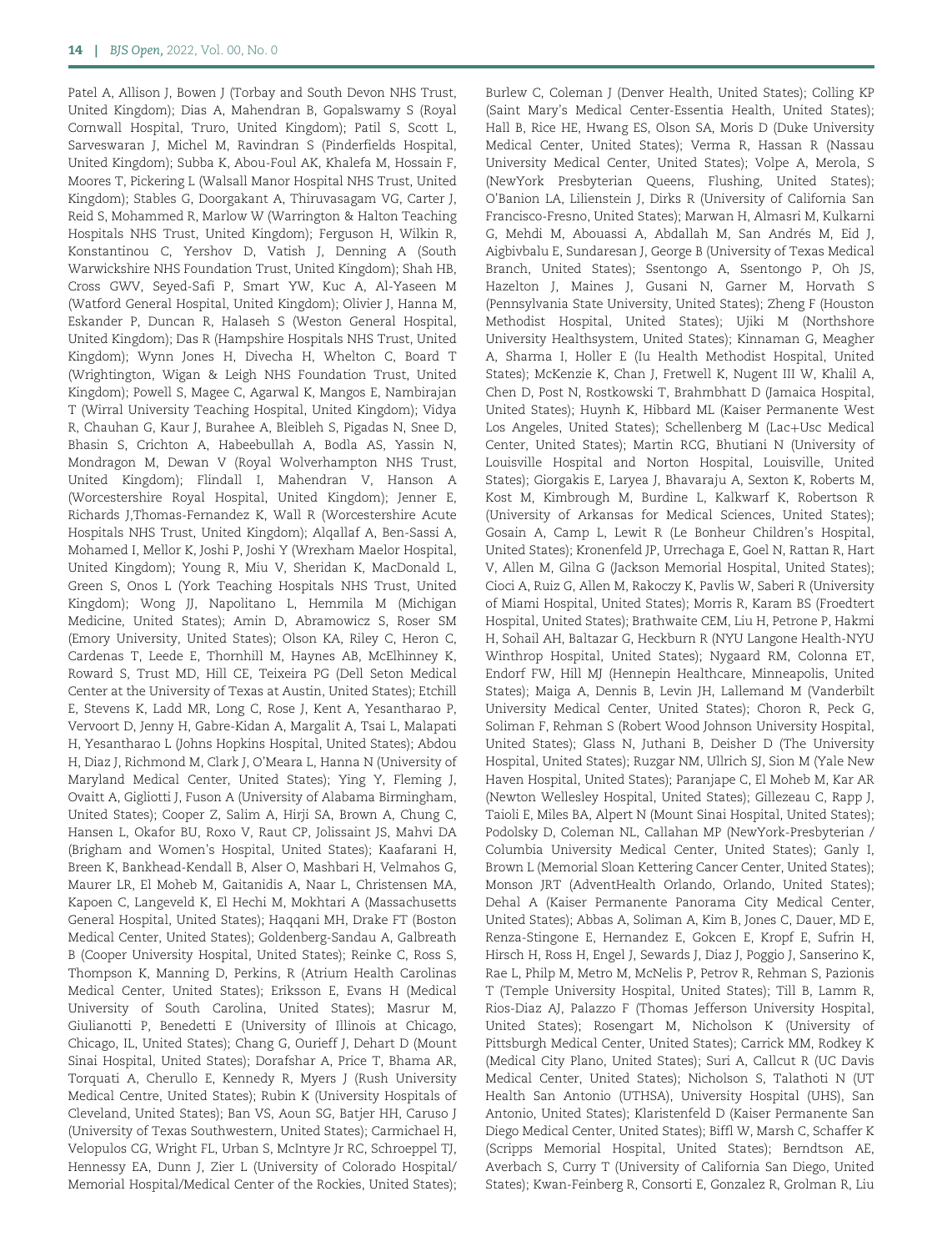Patel A, Allison J, Bowen J (Torbay and South Devon NHS Trust, United Kingdom); Dias A, Mahendran B, Gopalswamy S (Royal Cornwall Hospital, Truro, United Kingdom); Patil S, Scott L, Sarveswaran J, Michel M, Ravindran S (Pinderfields Hospital, United Kingdom); Subba K, Abou-Foul AK, Khalefa M, Hossain F, Moores T, Pickering L (Walsall Manor Hospital NHS Trust, United Kingdom); Stables G, Doorgakant A, Thiruvasagam VG, Carter J, Reid S, Mohammed R, Marlow W (Warrington & Halton Teaching Hospitals NHS Trust, United Kingdom); Ferguson H, Wilkin R, Konstantinou C, Yershov D, Vatish J, Denning A (South Warwickshire NHS Foundation Trust, United Kingdom); Shah HB, Cross GWV, Seyed-Safi P, Smart YW, Kuc A, Al-Yaseen M (Watford General Hospital, United Kingdom); Olivier J, Hanna M, Eskander P, Duncan R, Halaseh S (Weston General Hospital, United Kingdom); Das R (Hampshire Hospitals NHS Trust, United Kingdom); Wynn Jones H, Divecha H, Whelton C, Board T (Wrightington, Wigan & Leigh NHS Foundation Trust, United Kingdom); Powell S, Magee C, Agarwal K, Mangos E, Nambirajan T (Wirral University Teaching Hospital, United Kingdom); Vidya R, Chauhan G, Kaur J, Burahee A, Bleibleh S, Pigadas N, Snee D, Bhasin S, Crichton A, Habeebullah A, Bodla AS, Yassin N, Mondragon M, Dewan V (Royal Wolverhampton NHS Trust, United Kingdom); Flindall I, Mahendran V, Hanson A (Worcestershire Royal Hospital, United Kingdom); Jenner E, Richards J,Thomas-Fernandez K, Wall R (Worcestershire Acute Hospitals NHS Trust, United Kingdom); Alqallaf A, Ben-Sassi A, Mohamed I, Mellor K, Joshi P, Joshi Y (Wrexham Maelor Hospital, United Kingdom); Young R, Miu V, Sheridan K, MacDonald L, Green S, Onos L (York Teaching Hospitals NHS Trust, United Kingdom); Wong JJ, Napolitano L, Hemmila M (Michigan Medicine, United States); Amin D, Abramowicz S, Roser SM (Emory University, United States); Olson KA, Riley C, Heron C, Cardenas T, Leede E, Thornhill M, Haynes AB, McElhinney K, Roward S, Trust MD, Hill CE, Teixeira PG (Dell Seton Medical Center at the University of Texas at Austin, United States); Etchill E, Stevens K, Ladd MR, Long C, Rose J, Kent A, Yesantharao P, Vervoort D, Jenny H, Gabre-Kidan A, Margalit A, Tsai L, Malapati H, Yesantharao L (Johns Hopkins Hospital, United States); Abdou H, Diaz J, Richmond M, Clark J, O'Meara L, Hanna N (University of Maryland Medical Center, United States); Ying Y, Fleming J, Ovaitt A, Gigliotti J, Fuson A (University of Alabama Birmingham, United States); Cooper Z, Salim A, Hirji SA, Brown A, Chung C, Hansen L, Okafor BU, Roxo V, Raut CP, Jolissaint JS, Mahvi DA (Brigham and Women's Hospital, United States); Kaafarani H, Breen K, Bankhead-Kendall B, Alser O, Mashbari H, Velmahos G, Maurer LR, El Moheb M, Gaitanidis A, Naar L, Christensen MA, Kapoen C, Langeveld K, El Hechi M, Mokhtari A (Massachusetts General Hospital, United States); Haqqani MH, Drake FT (Boston Medical Center, United States); Goldenberg-Sandau A, Galbreath B (Cooper University Hospital, United States); Reinke C, Ross S, Thompson K, Manning D, Perkins, R (Atrium Health Carolinas Medical Center, United States); Eriksson E, Evans H (Medical University of South Carolina, United States); Masrur M, Giulianotti P, Benedetti E (University of Illinois at Chicago, Chicago, IL, United States); Chang G, Ourieff J, Dehart D (Mount Sinai Hospital, United States); Dorafshar A, Price T, Bhama AR, Torquati A, Cherullo E, Kennedy R, Myers J (Rush University Medical Centre, United States); Rubin K (University Hospitals of Cleveland, United States); Ban VS, Aoun SG, Batjer HH, Caruso J (University of Texas Southwestern, United States); Carmichael H, Velopulos CG, Wright FL, Urban S, McIntyre Jr RC, Schroeppel TJ, Hennessy EA, Dunn J, Zier L (University of Colorado Hospital/ Memorial Hospital/Medical Center of the Rockies, United States); Burlew C, Coleman J (Denver Health, United States); Colling KP (Saint Mary's Medical Center-Essentia Health, United States); Hall B, Rice HE, Hwang ES, Olson SA, Moris D (Duke University Medical Center, United States); Verma R, Hassan R (Nassau University Medical Center, United States); Volpe A, Merola, S (NewYork Presbyterian Queens, Flushing, United States); O'Banion LA, Lilienstein J, Dirks R (University of California San Francisco-Fresno, United States); Marwan H, Almasri M, Kulkarni G, Mehdi M, Abouassi A, Abdallah M, San Andrés M, Eid J, Aigbivbalu E, Sundaresan J, George B (University of Texas Medical Branch, United States); Ssentongo A, Ssentongo P, Oh JS, Hazelton J, Maines J, Gusani N, Garner M, Horvath S (Pennsylvania State University, United States); Zheng F (Houston Methodist Hospital, United States); Ujiki M (Northshore University Healthsystem, United States); Kinnaman G, Meagher A, Sharma I, Holler E (Iu Health Methodist Hospital, United States); McKenzie K, Chan J, Fretwell K, Nugent III W, Khalil A, Chen D, Post N, Rostkowski T, Brahmbhatt D (Jamaica Hospital, United States); Huynh K, Hibbard ML (Kaiser Permanente West Los Angeles, United States); Schellenberg M (Lac+Usc Medical Center, United States); Martin RCG, Bhutiani N (University of Louisville Hospital and Norton Hospital, Louisville, United States); Giorgakis E, Laryea J, Bhavaraju A, Sexton K, Roberts M, Kost M, Kimbrough M, Burdine L, Kalkwarf K, Robertson R (University of Arkansas for Medical Sciences, United States); Gosain A, Camp L, Lewit R (Le Bonheur Children's Hospital, United States); Kronenfeld JP, Urrechaga E, Goel N, Rattan R, Hart V, Allen M, Gilna G (Jackson Memorial Hospital, United States); Cioci A, Ruiz G, Allen M, Rakoczy K, Pavlis W, Saberi R (University of Miami Hospital, United States); Morris R, Karam BS (Froedtert Hospital, United States); Brathwaite CEM, Liu H, Petrone P, Hakmi H, Sohail AH, Baltazar G, Heckburn R (NYU Langone Health-NYU Winthrop Hospital, United States); Nygaard RM, Colonna ET, Endorf FW, Hill MJ (Hennepin Healthcare, Minneapolis, United States); Maiga A, Dennis B, Levin JH, Lallemand M (Vanderbilt University Medical Center, United States); Choron R, Peck G, Soliman F, Rehman S (Robert Wood Johnson University Hospital, United States); Glass N, Juthani B, Deisher D (The University Hospital, United States); Ruzgar NM, Ullrich SJ, Sion M (Yale New Haven Hospital, United States); Paranjape C, El Moheb M, Kar AR (Newton Wellesley Hospital, United States); Gillezeau C, Rapp J, Taioli E, Miles BA, Alpert N (Mount Sinai Hospital, United States); Podolsky D, Coleman NL, Callahan MP (NewYork-Presbyterian / Columbia University Medical Center, United States); Ganly I, Brown L (Memorial Sloan Kettering Cancer Center, United States); Monson JRT (AdventHealth Orlando, Orlando, United States); Dehal A (Kaiser Permanente Panorama City Medical Center, United States); Abbas A, Soliman A, Kim B, Jones C, Dauer, MD E, Renza-Stingone E, Hernandez E, Gokcen E, Kropf E, Sufrin H, Hirsch H, Ross H, Engel J, Sewards J, Diaz J, Poggio J, Sanserino K, Rae L, Philp M, Metro M, McNelis P, Petrov R, Rehman S, Pazionis T (Temple University Hospital, United States); Till B, Lamm R, Rios-Diaz AJ, Palazzo F (Thomas Jefferson University Hospital, United States); Rosengart M, Nicholson K (University of Pittsburgh Medical Center, United States); Carrick MM, Rodkey K (Medical City Plano, United States); Suri A, Callcut R (UC Davis Medical Center, United States); Nicholson S, Talathoti N (UT Health San Antonio (UTHSA), University Hospital (UHS), San Antonio, United States); Klaristenfeld D (Kaiser Permanente San Diego Medical Center, United States); Biffl W, Marsh C, Schaffer K (Scripps Memorial Hospital, United States); Berndtson AE, Averbach S, Curry T (University of California San Diego, United States); Kwan-Feinberg R, Consorti E, Gonzalez R, Grolman R, Liu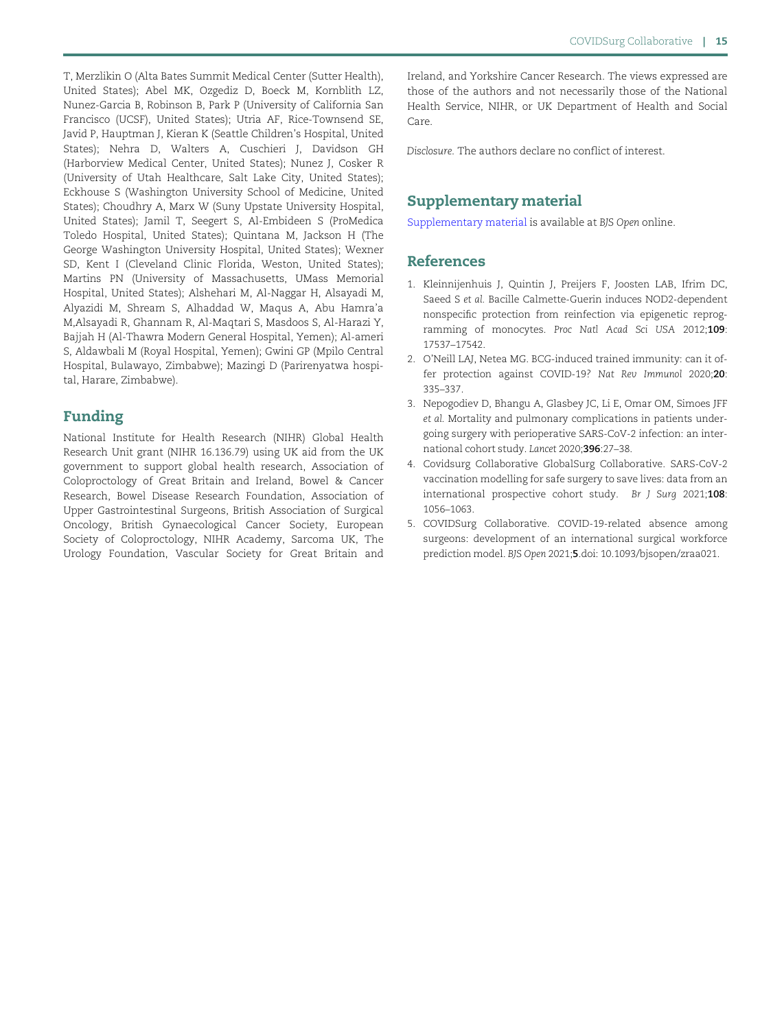T, Merzlikin O (Alta Bates Summit Medical Center (Sutter Health), United States); Abel MK, Ozgediz D, Boeck M, Kornblith LZ, Nunez-Garcia B, Robinson B, Park P (University of California San Francisco (UCSF), United States); Utria AF, Rice-Townsend SE, Javid P, Hauptman J, Kieran K (Seattle Children's Hospital, United States); Nehra D, Walters A, Cuschieri J, Davidson GH (Harborview Medical Center, United States); Nunez J, Cosker R (University of Utah Healthcare, Salt Lake City, United States); Eckhouse S (Washington University School of Medicine, United States); Choudhry A, Marx W (Suny Upstate University Hospital, United States); Jamil T, Seegert S, Al-Embideen S (ProMedica Toledo Hospital, United States); Quintana M, Jackson H (The George Washington University Hospital, United States); Wexner SD, Kent I (Cleveland Clinic Florida, Weston, United States); Martins PN (University of Massachusetts, UMass Memorial Hospital, United States); Alshehari M, Al-Naggar H, Alsayadi M, Alyazidi M, Shream S, Alhaddad W, Maqus A, Abu Hamra'a M,Alsayadi R, Ghannam R, Al-Maqtari S, Masdoos S, Al-Harazi Y, Bajjah H (Al-Thawra Modern General Hospital, Yemen); Al-ameri S, Aldawbali M (Royal Hospital, Yemen); Gwini GP (Mpilo Central Hospital, Bulawayo, Zimbabwe); Mazingi D (Parirenyatwa hospital, Harare, Zimbabwe).

## Funding

National Institute for Health Research (NIHR) Global Health Research Unit grant (NIHR 16.136.79) using UK aid from the UK government to support global health research, Association of Coloproctology of Great Britain and Ireland, Bowel & Cancer Research, Bowel Disease Research Foundation, Association of Upper Gastrointestinal Surgeons, British Association of Surgical Oncology, British Gynaecological Cancer Society, European Society of Coloproctology, NIHR Academy, Sarcoma UK, The Urology Foundation, Vascular Society for Great Britain and Ireland, and Yorkshire Cancer Research. The views expressed are those of the authors and not necessarily those of the National Health Service, NIHR, or UK Department of Health and Social Care.

*Disclosure.* The authors declare no conflict of interest.

## Supplementary material

Supplementary material is available at *BJS Open* online.

## References

1. Kleinnijenhuis J, Quintin J, Preijers F, Joosten LAB, Ifrim DC, Saeed S *et al.* Bacille Calmette-Guerin induces NOD2-dependent nonspecific protection from reinfection via epigenetic reprogramming of monocytes. *Proc Natl Acad Sci USA* 2012;**109**: 17537–17542.
2. O'Neill LAJ, Netea MG. BCG-induced trained immunity: can it offer protection against COVID-19? *Nat Rev Immunol* 2020;**20**: 335–337.
3. Nepogodiev D, Bhangu A, Glasbey JC, Li E, Omar OM, Simoes JFF *et al.* Mortality and pulmonary complications in patients undergoing surgery with perioperative SARS-CoV-2 infection: an international cohort study. *Lancet* 2020;**396**:27–38.
4. Covidsurg Collaborative GlobalSurg Collaborative. SARS-CoV-2 vaccination modelling for safe surgery to save lives: data from an international prospective cohort study. *Br J Surg* 2021;**108**: 1056–1063.
5. COVIDSurg Collaborative. COVID-19-related absence among surgeons: development of an international surgical workforce prediction model. *BJS Open* 2021;**5**.doi: 10.1093/bjsopen/zraa021.